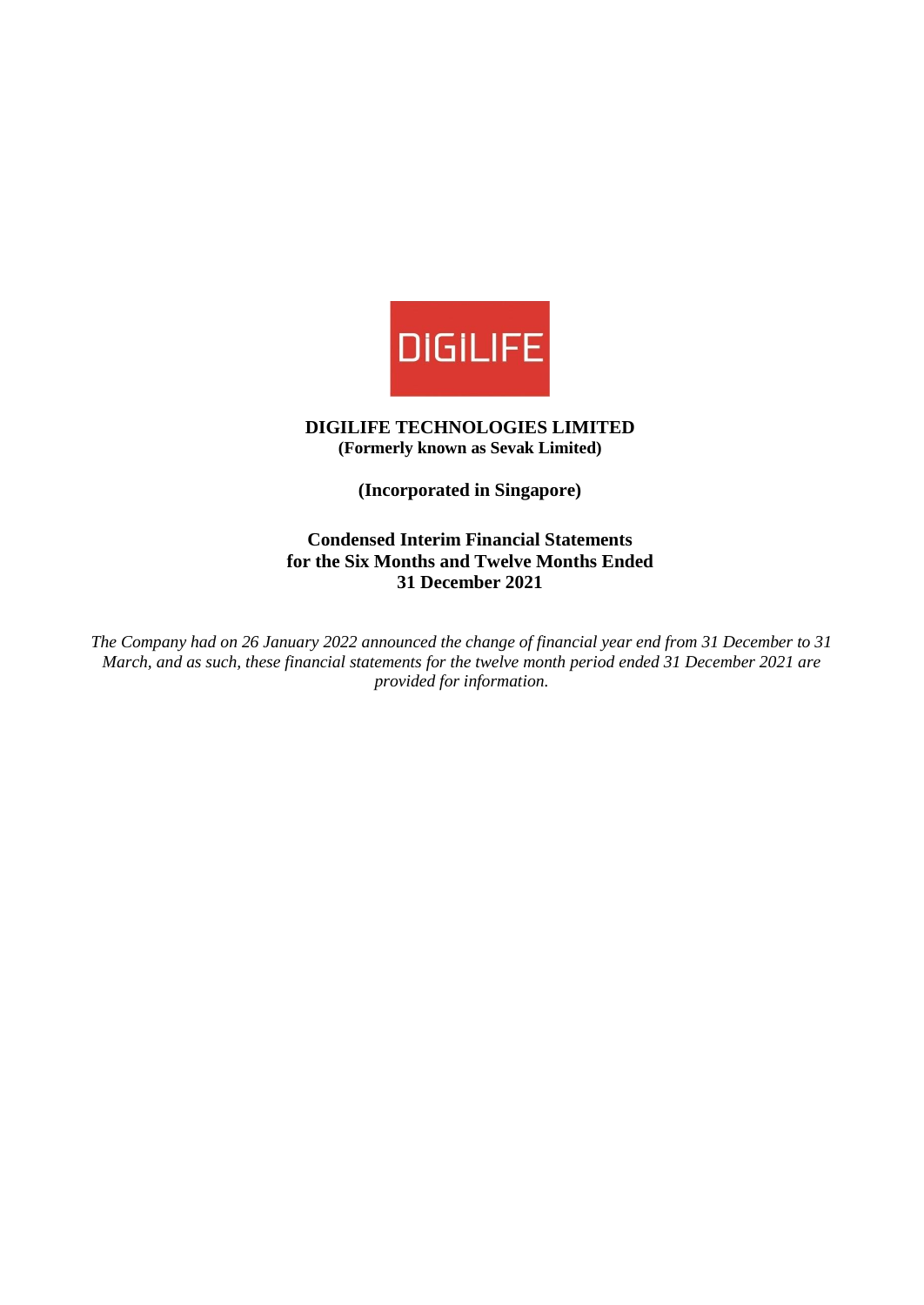DIGILIFE

**DIGILIFE TECHNOLOGIES LIMITED**
**(Formerly known as Sevak Limited)**

**(Incorporated in Singapore)**

**Condensed Interim Financial Statements**
**for the Six Months and Twelve Months Ended**
**31 December 2021**

*The Company had on 26 January 2022 announced the change of financial year end from 31 December to 31 March, and as such, these financial statements for the twelve month period ended 31 December 2021 are provided for information.*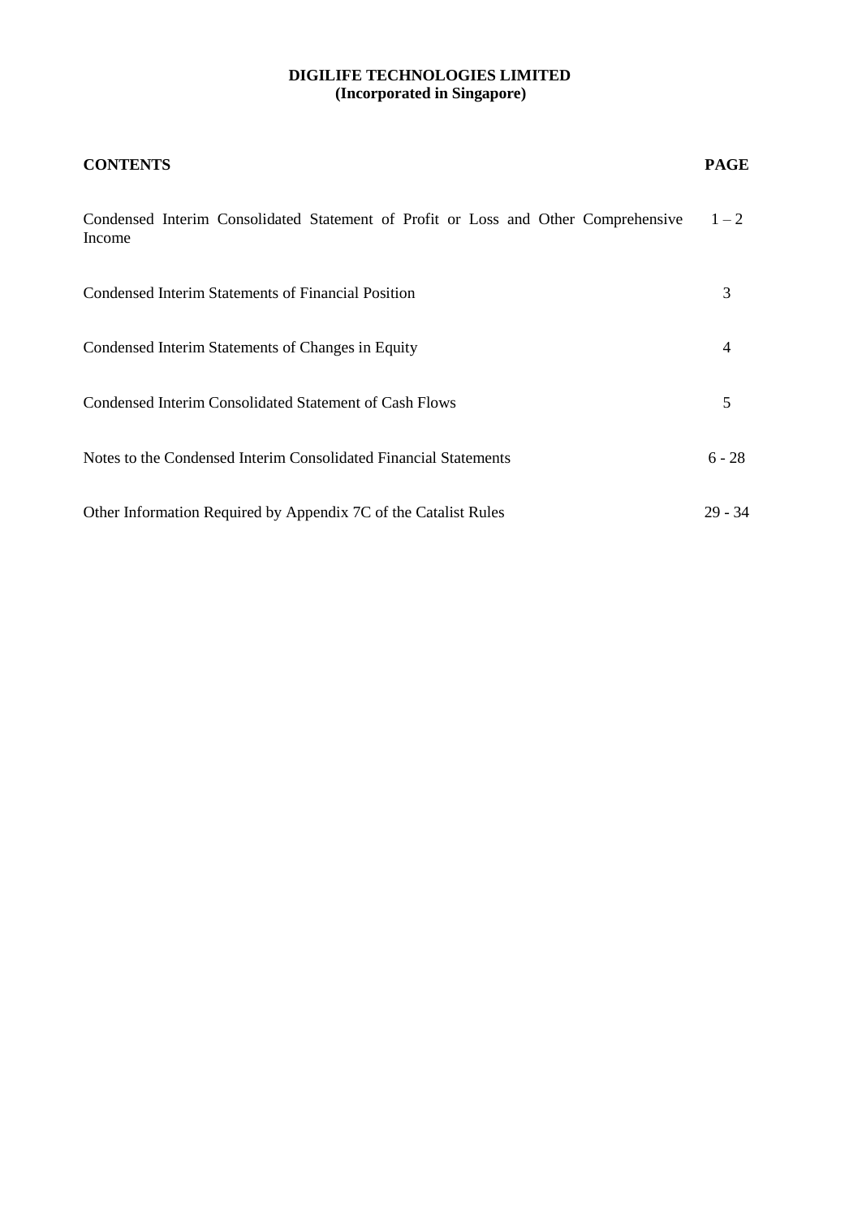**DIGILIFE TECHNOLOGIES LIMITED**
**(Incorporated in Singapore)**

| **CONTENTS** | **PAGE** |
|---|---|
| Condensed Interim Consolidated Statement of Profit or Loss and Other Comprehensive Income | 1 – 2 |
| Condensed Interim Statements of Financial Position | 3 |
| Condensed Interim Statements of Changes in Equity | 4 |
| Condensed Interim Consolidated Statement of Cash Flows | 5 |
| Notes to the Condensed Interim Consolidated Financial Statements | 6 - 28 |
| Other Information Required by Appendix 7C of the Catalist Rules | 29 - 34 |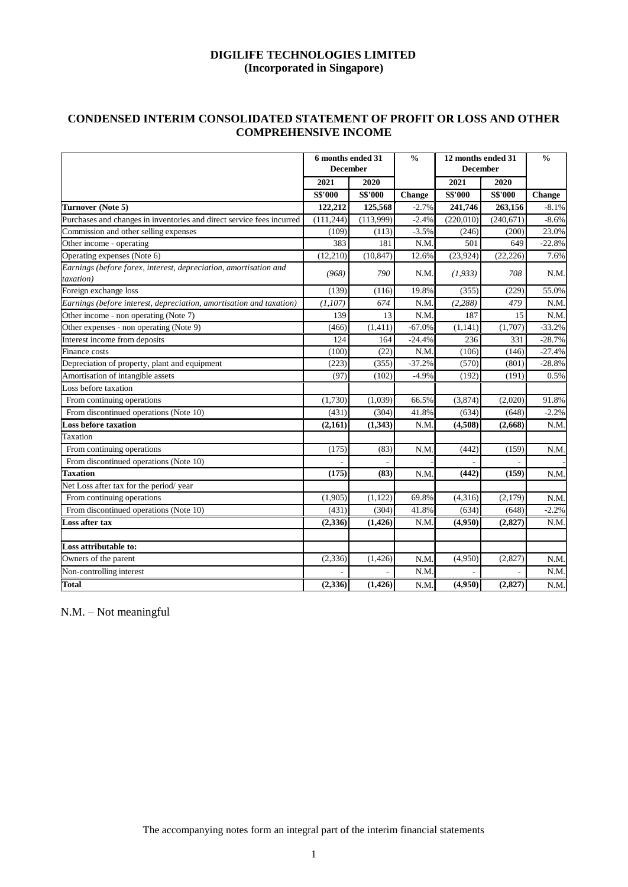**DIGILIFE TECHNOLOGIES LIMITED**
**(Incorporated in Singapore)**

## CONDENSED INTERIM CONSOLIDATED STATEMENT OF PROFIT OR LOSS AND OTHER COMPREHENSIVE INCOME

| | 6 months ended 31 December | | % | 12 months ended 31 December | | % |
|---|---|---|---|---|---|---|
| | 2021 | 2020 | | 2021 | 2020 | |
| | S$'000 | S$'000 | Change | S$'000 | S$'000 | Change |
| **Turnover (Note 5)** | **122,212** | **125,568** | -2.7% | **241,746** | **263,156** | -8.1% |
| Purchases and changes in inventories and direct service fees incurred | (111,244) | (113,999) | -2.4% | (220,010) | (240,671) | -8.6% |
| Commission and other selling expenses | (109) | (113) | -3.5% | (246) | (200) | 23.0% |
| Other income - operating | 383 | 181 | N.M. | 501 | 649 | -22.8% |
| Operating expenses (Note 6) | (12,210) | (10,847) | 12.6% | (23,924) | (22,226) | 7.6% |
| *Earnings (before forex, interest, depreciation, amortisation and taxation)* | *(968)* | *790* | N.M. | *(1,933)* | *708* | N.M. |
| Foreign exchange loss | (139) | (116) | 19.8% | (355) | (229) | 55.0% |
| *Earnings (before interest, depreciation, amortisation and taxation)* | *(1,107)* | *674* | N.M. | *(2,288)* | *479* | N.M. |
| Other income - non operating (Note 7) | 139 | 13 | N.M. | 187 | 15 | N.M. |
| Other expenses - non operating (Note 9) | (466) | (1,411) | -67.0% | (1,141) | (1,707) | -33.2% |
| Interest income from deposits | 124 | 164 | -24.4% | 236 | 331 | -28.7% |
| Finance costs | (100) | (22) | N.M. | (106) | (146) | -27.4% |
| Depreciation of property, plant and equipment | (223) | (355) | -37.2% | (570) | (801) | -28.8% |
| Amortisation of intangible assets | (97) | (102) | -4.9% | (192) | (191) | 0.5% |
| Loss before taxation | | | | | | |
| From continuing operations | (1,730) | (1,039) | 66.5% | (3,874) | (2,020) | 91.8% |
| From discontinued operations (Note 10) | (431) | (304) | 41.8% | (634) | (648) | -2.2% |
| **Loss before taxation** | **(2,161)** | **(1,343)** | N.M. | **(4,508)** | **(2,668)** | N.M. |
| Taxation | | | | | | |
| From continuing operations | (175) | (83) | N.M. | (442) | (159) | N.M. |
| From discontinued operations (Note 10) | - | - | - | - | - | - |
| **Taxation** | **(175)** | **(83)** | N.M. | **(442)** | **(159)** | N.M. |
| Net Loss after tax for the period/ year | | | | | | |
| From continuing operations | (1,905) | (1,122) | 69.8% | (4,316) | (2,179) | N.M. |
| From discontinued operations (Note 10) | (431) | (304) | 41.8% | (634) | (648) | -2.2% |
| **Loss after tax** | **(2,336)** | **(1,426)** | N.M. | **(4,950)** | **(2,827)** | N.M. |
| | | | | | | |
| **Loss attributable to:** | | | | | | |
| Owners of the parent | (2,336) | (1,426) | N.M. | (4,950) | (2,827) | N.M. |
| Non-controlling interest | - | - | N.M. | - | - | N.M. |
| **Total** | **(2,336)** | **(1,426)** | N.M. | **(4,950)** | **(2,827)** | N.M. |

N.M. – Not meaningful

The accompanying notes form an integral part of the interim financial statements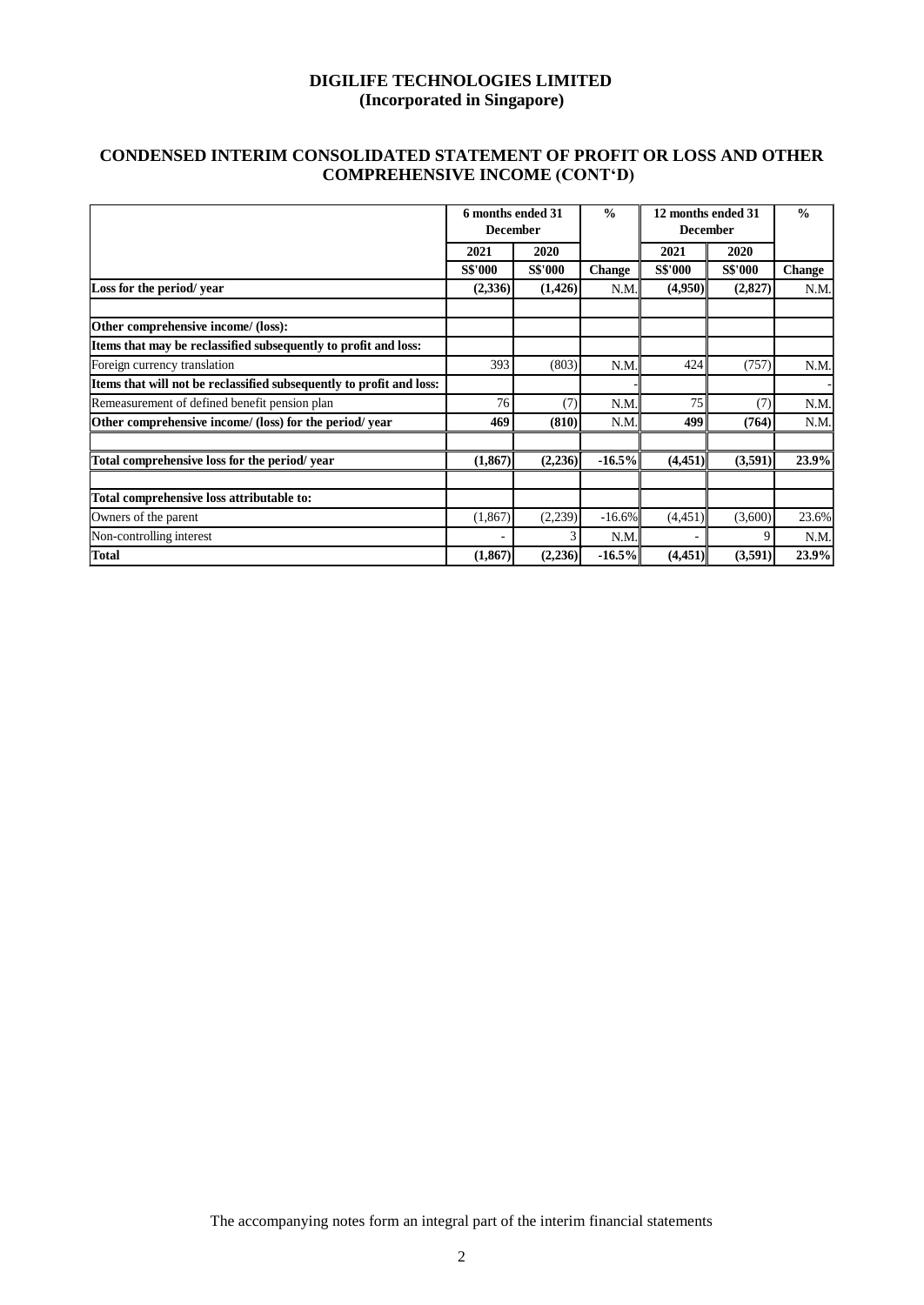**DIGILIFE TECHNOLOGIES LIMITED**
**(Incorporated in Singapore)**

## CONDENSED INTERIM CONSOLIDATED STATEMENT OF PROFIT OR LOSS AND OTHER COMPREHENSIVE INCOME (CONT'D)

| | 6 months ended 31 December | | % | 12 months ended 31 December | | % |
|---|---|---|---|---|---|---|
| | 2021 | 2020 | | 2021 | 2020 | |
| | S$'000 | S$'000 | Change | S$'000 | S$'000 | Change |
| **Loss for the period/ year** | **(2,336)** | **(1,426)** | N.M. | **(4,950)** | **(2,827)** | N.M. |
| | | | | | | |
| **Other comprehensive income/ (loss):** | | | | | | |
| **Items that may be reclassified subsequently to profit and loss:** | | | | | | |
| Foreign currency translation | 393 | (803) | N.M. | 424 | (757) | N.M. |
| **Items that will not be reclassified subsequently to profit and loss:** | | | - | | | - |
| Remeasurement of defined benefit pension plan | 76 | (7) | N.M. | 75 | (7) | N.M. |
| **Other comprehensive income/ (loss) for the period/ year** | **469** | **(810)** | N.M. | **499** | **(764)** | N.M. |
| | | | | | | |
| **Total comprehensive loss for the period/ year** | **(1,867)** | **(2,236)** | **-16.5%** | **(4,451)** | **(3,591)** | **23.9%** |
| | | | | | | |
| **Total comprehensive loss attributable to:** | | | | | | |
| Owners of the parent | (1,867) | (2,239) | -16.6% | (4,451) | (3,600) | 23.6% |
| Non-controlling interest | - | 3 | N.M. | - | 9 | N.M. |
| **Total** | **(1,867)** | **(2,236)** | **-16.5%** | **(4,451)** | **(3,591)** | **23.9%** |

The accompanying notes form an integral part of the interim financial statements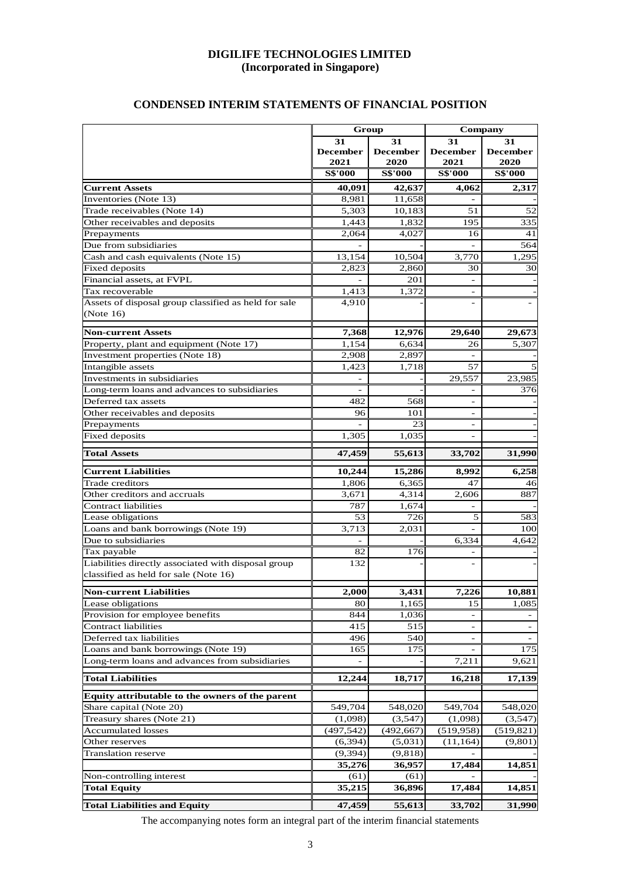# DIGILIFE TECHNOLOGIES LIMITED
## (Incorporated in Singapore)

## CONDENSED INTERIM STATEMENTS OF FINANCIAL POSITION

| | Group | | Company | |
|---|---|---|---|---|
| | 31 December 2021 | 31 December 2020 | 31 December 2021 | 31 December 2020 |
| | S$'000 | S$'000 | S$'000 | S$'000 |
| **Current Assets** | **40,091** | **42,637** | **4,062** | **2,317** |
| Inventories (Note 13) | 8,981 | 11,658 | - | - |
| Trade receivables (Note 14) | 5,303 | 10,183 | 51 | 52 |
| Other receivables and deposits | 1,443 | 1,832 | 195 | 335 |
| Prepayments | 2,064 | 4,027 | 16 | 41 |
| Due from subsidiaries | - | - | - | 564 |
| Cash and cash equivalents (Note 15) | 13,154 | 10,504 | 3,770 | 1,295 |
| Fixed deposits | 2,823 | 2,860 | 30 | 30 |
| Financial assets, at FVPL | - | 201 | - | - |
| Tax recoverable | 1,413 | 1,372 | - | - |
| Assets of disposal group classified as held for sale (Note 16) | 4,910 | - | - | - |
| **Non-current Assets** | **7,368** | **12,976** | **29,640** | **29,673** |
| Property, plant and equipment (Note 17) | 1,154 | 6,634 | 26 | 5,307 |
| Investment properties (Note 18) | 2,908 | 2,897 | - | - |
| Intangible assets | 1,423 | 1,718 | 57 | 5 |
| Investments in subsidiaries | - | - | 29,557 | 23,985 |
| Long-term loans and advances to subsidiaries | - | - | - | 376 |
| Deferred tax assets | 482 | 568 | - | - |
| Other receivables and deposits | 96 | 101 | - | - |
| Prepayments | - | 23 | - | - |
| Fixed deposits | 1,305 | 1,035 | - | - |
| **Total Assets** | **47,459** | **55,613** | **33,702** | **31,990** |
| **Current Liabilities** | **10,244** | **15,286** | **8,992** | **6,258** |
| Trade creditors | 1,806 | 6,365 | 47 | 46 |
| Other creditors and accruals | 3,671 | 4,314 | 2,606 | 887 |
| Contract liabilities | 787 | 1,674 | - | - |
| Lease obligations | 53 | 726 | 5 | 583 |
| Loans and bank borrowings (Note 19) | 3,713 | 2,031 | - | 100 |
| Due to subsidiaries | - | - | 6,334 | 4,642 |
| Tax payable | 82 | 176 | - | - |
| Liabilities directly associated with disposal group classified as held for sale (Note 16) | 132 | - | - | - |
| **Non-current Liabilities** | **2,000** | **3,431** | **7,226** | **10,881** |
| Lease obligations | 80 | 1,165 | 15 | 1,085 |
| Provision for employee benefits | 844 | 1,036 | - | - |
| Contract liabilities | 415 | 515 | - | - |
| Deferred tax liabilities | 496 | 540 | - | - |
| Loans and bank borrowings (Note 19) | 165 | 175 | - | 175 |
| Long-term loans and advances from subsidiaries | - | - | 7,211 | 9,621 |
| **Total Liabilities** | **12,244** | **18,717** | **16,218** | **17,139** |
| **Equity attributable to the owners of the parent** | | | | |
| Share capital (Note 20) | 549,704 | 548,020 | 549,704 | 548,020 |
| Treasury shares (Note 21) | (1,098) | (3,547) | (1,098) | (3,547) |
| Accumulated losses | (497,542) | (492,667) | (519,958) | (519,821) |
| Other reserves | (6,394) | (5,031) | (11,164) | (9,801) |
| Translation reserve | (9,394) | (9,818) | - | - |
| | **35,276** | **36,957** | **17,484** | **14,851** |
| Non-controlling interest | (61) | (61) | - | - |
| **Total Equity** | **35,215** | **36,896** | **17,484** | **14,851** |
| **Total Liabilities and Equity** | **47,459** | **55,613** | **33,702** | **31,990** |

The accompanying notes form an integral part of the interim financial statements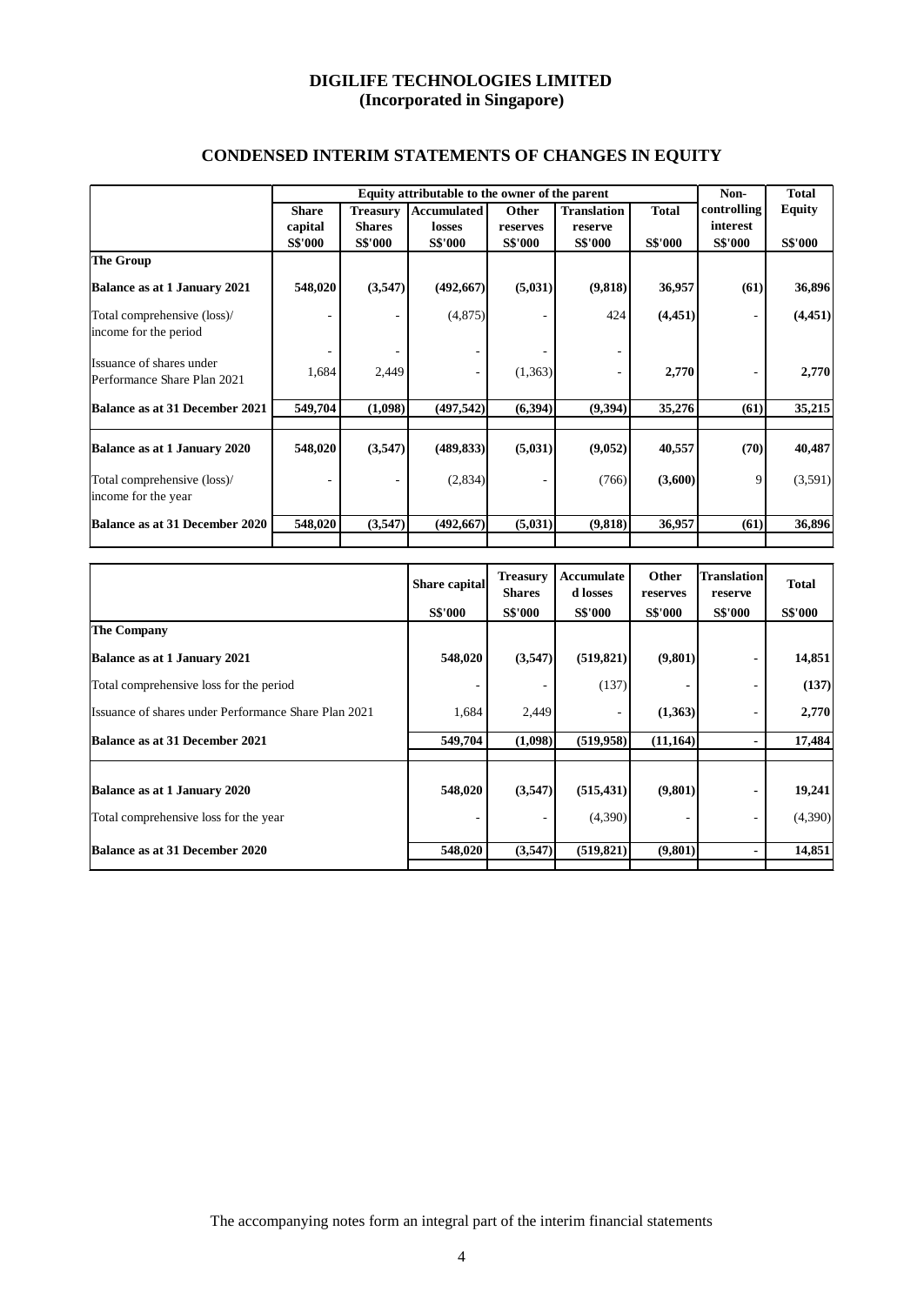**DIGILIFE TECHNOLOGIES LIMITED**
**(Incorporated in Singapore)**

## CONDENSED INTERIM STATEMENTS OF CHANGES IN EQUITY

| | Equity attributable to the owner of the parent | | | | | | Non-controlling interest | Total Equity |
|---|---|---|---|---|---|---|---|---|
| | Share capital | Treasury Shares | Accumulated losses | Other reserves | Translation reserve | Total | | |
| | S$'000 | S$'000 | S$'000 | S$'000 | S$'000 | S$'000 | S$'000 | S$'000 |
| **The Group** | | | | | | | | |
| **Balance as at 1 January 2021** | **548,020** | **(3,547)** | **(492,667)** | **(5,031)** | **(9,818)** | **36,957** | **(61)** | **36,896** |
| Total comprehensive (loss)/ income for the period | - | - | (4,875) | - | 424 | **(4,451)** | - | **(4,451)** |
| Issuance of shares under Performance Share Plan 2021 | 1,684 | 2,449 | - | (1,363) | - | **2,770** | - | **2,770** |
| **Balance as at 31 December 2021** | **549,704** | **(1,098)** | **(497,542)** | **(6,394)** | **(9,394)** | **35,276** | **(61)** | **35,215** |
| **Balance as at 1 January 2020** | **548,020** | **(3,547)** | **(489,833)** | **(5,031)** | **(9,052)** | **40,557** | **(70)** | **40,487** |
| Total comprehensive (loss)/ income for the year | - | - | (2,834) | - | (766) | **(3,600)** | 9 | (3,591) |
| **Balance as at 31 December 2020** | **548,020** | **(3,547)** | **(492,667)** | **(5,031)** | **(9,818)** | **36,957** | **(61)** | **36,896** |

| | Share capital | Treasury Shares | Accumulated losses | Other reserves | Translation reserve | Total |
|---|---|---|---|---|---|---|
| | S$'000 | S$'000 | S$'000 | S$'000 | S$'000 | S$'000 |
| **The Company** | | | | | | |
| **Balance as at 1 January 2021** | **548,020** | **(3,547)** | **(519,821)** | **(9,801)** | - | **14,851** |
| Total comprehensive loss for the period | - | - | (137) | - | - | **(137)** |
| Issuance of shares under Performance Share Plan 2021 | 1,684 | 2,449 | - | **(1,363)** | - | **2,770** |
| **Balance as at 31 December 2021** | **549,704** | **(1,098)** | **(519,958)** | **(11,164)** | - | **17,484** |
| **Balance as at 1 January 2020** | **548,020** | **(3,547)** | **(515,431)** | **(9,801)** | - | **19,241** |
| Total comprehensive loss for the year | - | - | (4,390) | - | - | (4,390) |
| **Balance as at 31 December 2020** | **548,020** | **(3,547)** | **(519,821)** | **(9,801)** | - | **14,851** |

The accompanying notes form an integral part of the interim financial statements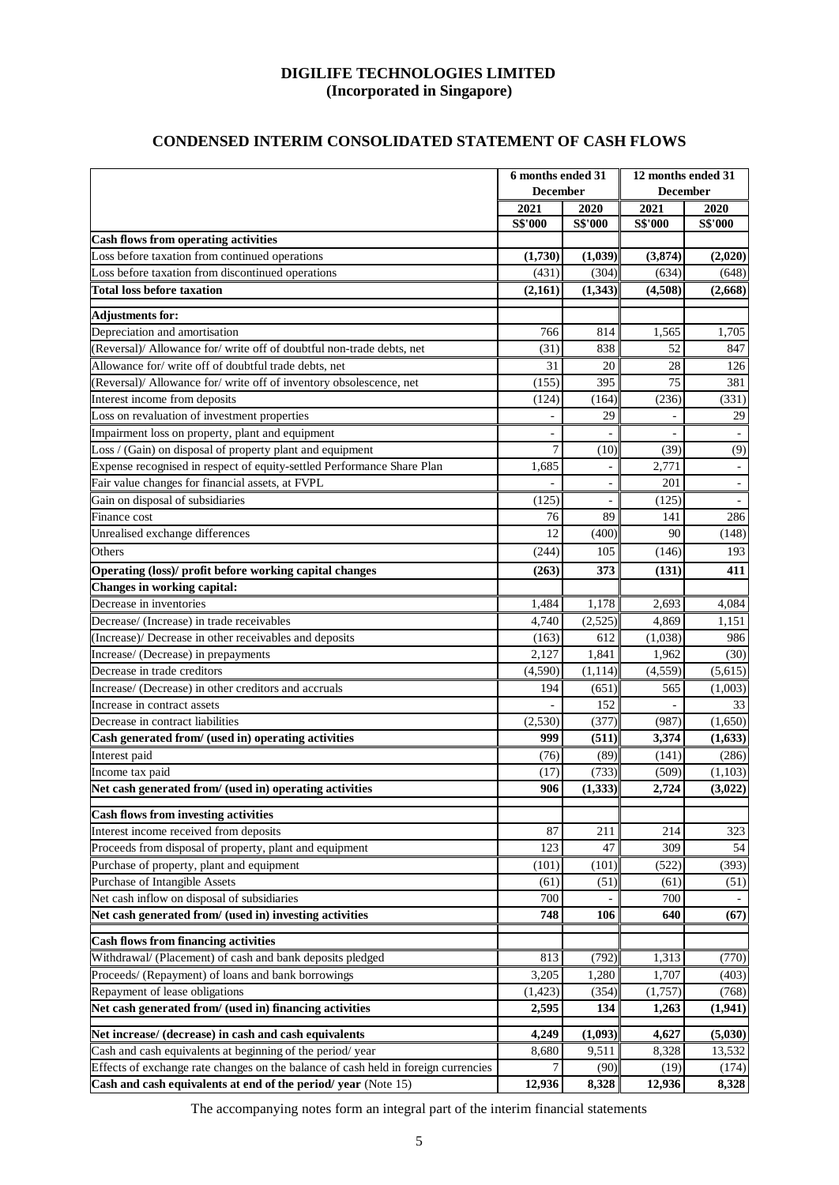# DIGILIFE TECHNOLOGIES LIMITED
## (Incorporated in Singapore)

## CONDENSED INTERIM CONSOLIDATED STATEMENT OF CASH FLOWS

| | 6 months ended 31 December | | 12 months ended 31 December | |
|---|---|---|---|---|
| | 2021 | 2020 | 2021 | 2020 |
| | S$'000 | S$'000 | S$'000 | S$'000 |
| **Cash flows from operating activities** | | | | |
| Loss before taxation from continued operations | **(1,730)** | **(1,039)** | **(3,874)** | **(2,020)** |
| Loss before taxation from discontinued operations | (431) | (304) | (634) | (648) |
| **Total loss before taxation** | **(2,161)** | **(1,343)** | **(4,508)** | **(2,668)** |
| **Adjustments for:** | | | | |
| Depreciation and amortisation | 766 | 814 | 1,565 | 1,705 |
| (Reversal)/ Allowance for/ write off of doubtful non-trade debts, net | (31) | 838 | 52 | 847 |
| Allowance for/ write off of doubtful trade debts, net | 31 | 20 | 28 | 126 |
| (Reversal)/ Allowance for/ write off of inventory obsolescence, net | (155) | 395 | 75 | 381 |
| Interest income from deposits | (124) | (164) | (236) | (331) |
| Loss on revaluation of investment properties | - | 29 | - | 29 |
| Impairment loss on property, plant and equipment | - | - | - | - |
| Loss / (Gain) on disposal of property plant and equipment | 7 | (10) | (39) | (9) |
| Expense recognised in respect of equity-settled Performance Share Plan | 1,685 | - | 2,771 | - |
| Fair value changes for financial assets, at FVPL | - | - | 201 | - |
| Gain on disposal of subsidiaries | (125) | - | (125) | - |
| Finance cost | 76 | 89 | 141 | 286 |
| Unrealised exchange differences | 12 | (400) | 90 | (148) |
| Others | (244) | 105 | (146) | 193 |
| **Operating (loss)/ profit before working capital changes** | **(263)** | **373** | **(131)** | **411** |
| **Changes in working capital:** | | | | |
| Decrease in inventories | 1,484 | 1,178 | 2,693 | 4,084 |
| Decrease/ (Increase) in trade receivables | 4,740 | (2,525) | 4,869 | 1,151 |
| (Increase)/ Decrease in other receivables and deposits | (163) | 612 | (1,038) | 986 |
| Increase/ (Decrease) in prepayments | 2,127 | 1,841 | 1,962 | (30) |
| Decrease in trade creditors | (4,590) | (1,114) | (4,559) | (5,615) |
| Increase/ (Decrease) in other creditors and accruals | 194 | (651) | 565 | (1,003) |
| Increase in contract assets | - | 152 | - | 33 |
| Decrease in contract liabilities | (2,530) | (377) | (987) | (1,650) |
| **Cash generated from/ (used in) operating activities** | **999** | **(511)** | **3,374** | **(1,633)** |
| Interest paid | (76) | (89) | (141) | (286) |
| Income tax paid | (17) | (733) | (509) | (1,103) |
| **Net cash generated from/ (used in) operating activities** | **906** | **(1,333)** | **2,724** | **(3,022)** |
| **Cash flows from investing activities** | | | | |
| Interest income received from deposits | 87 | 211 | 214 | 323 |
| Proceeds from disposal of property, plant and equipment | 123 | 47 | 309 | 54 |
| Purchase of property, plant and equipment | (101) | (101) | (522) | (393) |
| Purchase of Intangible Assets | (61) | (51) | (61) | (51) |
| Net cash inflow on disposal of subsidiaries | 700 | - | 700 | - |
| **Net cash generated from/ (used in) investing activities** | **748** | **106** | **640** | **(67)** |
| **Cash flows from financing activities** | | | | |
| Withdrawal/ (Placement) of cash and bank deposits pledged | 813 | (792) | 1,313 | (770) |
| Proceeds/ (Repayment) of loans and bank borrowings | 3,205 | 1,280 | 1,707 | (403) |
| Repayment of lease obligations | (1,423) | (354) | (1,757) | (768) |
| **Net cash generated from/ (used in) financing activities** | **2,595** | **134** | **1,263** | **(1,941)** |
| **Net increase/ (decrease) in cash and cash equivalents** | **4,249** | **(1,093)** | **4,627** | **(5,030)** |
| Cash and cash equivalents at beginning of the period/ year | 8,680 | 9,511 | 8,328 | 13,532 |
| Effects of exchange rate changes on the balance of cash held in foreign currencies | 7 | (90) | (19) | (174) |
| **Cash and cash equivalents at end of the period/ year** (Note 15) | **12,936** | **8,328** | **12,936** | **8,328** |

The accompanying notes form an integral part of the interim financial statements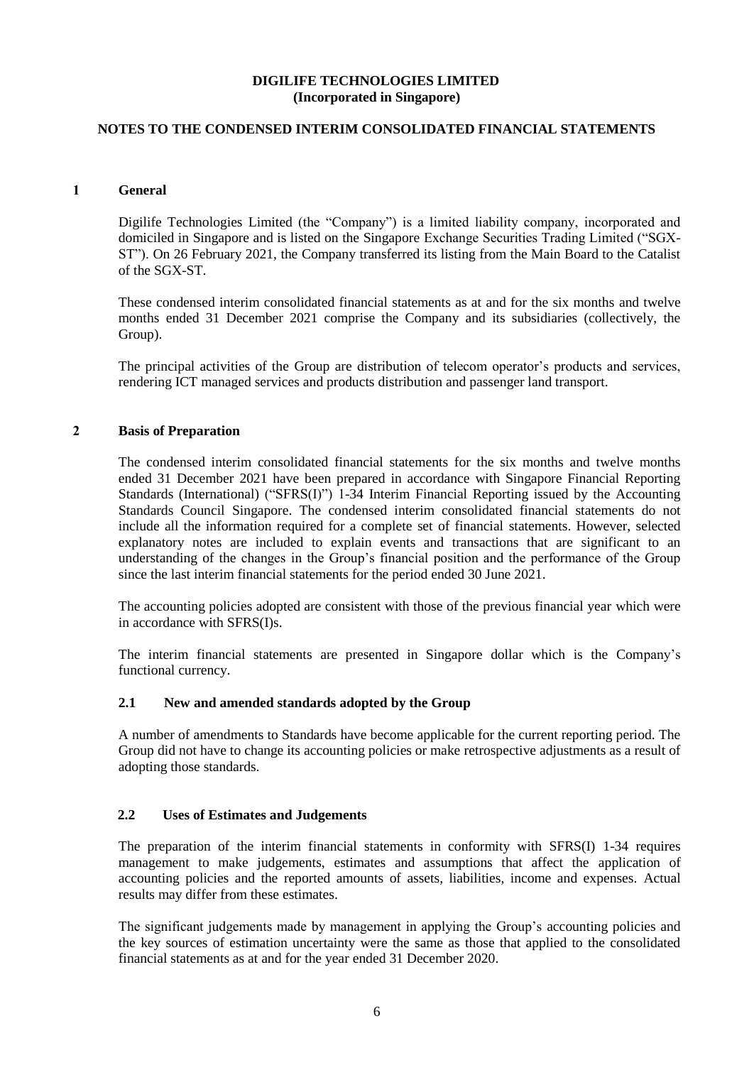**DIGILIFE TECHNOLOGIES LIMITED**
**(Incorporated in Singapore)**

**NOTES TO THE CONDENSED INTERIM CONSOLIDATED FINANCIAL STATEMENTS**

## 1 General

Digilife Technologies Limited (the "Company") is a limited liability company, incorporated and domiciled in Singapore and is listed on the Singapore Exchange Securities Trading Limited ("SGX-ST"). On 26 February 2021, the Company transferred its listing from the Main Board to the Catalist of the SGX-ST.

These condensed interim consolidated financial statements as at and for the six months and twelve months ended 31 December 2021 comprise the Company and its subsidiaries (collectively, the Group).

The principal activities of the Group are distribution of telecom operator's products and services, rendering ICT managed services and products distribution and passenger land transport.

## 2 Basis of Preparation

The condensed interim consolidated financial statements for the six months and twelve months ended 31 December 2021 have been prepared in accordance with Singapore Financial Reporting Standards (International) ("SFRS(I)") 1-34 Interim Financial Reporting issued by the Accounting Standards Council Singapore. The condensed interim consolidated financial statements do not include all the information required for a complete set of financial statements. However, selected explanatory notes are included to explain events and transactions that are significant to an understanding of the changes in the Group's financial position and the performance of the Group since the last interim financial statements for the period ended 30 June 2021.

The accounting policies adopted are consistent with those of the previous financial year which were in accordance with SFRS(I)s.

The interim financial statements are presented in Singapore dollar which is the Company's functional currency.

### 2.1 New and amended standards adopted by the Group

A number of amendments to Standards have become applicable for the current reporting period. The Group did not have to change its accounting policies or make retrospective adjustments as a result of adopting those standards.

### 2.2 Uses of Estimates and Judgements

The preparation of the interim financial statements in conformity with SFRS(I) 1-34 requires management to make judgements, estimates and assumptions that affect the application of accounting policies and the reported amounts of assets, liabilities, income and expenses. Actual results may differ from these estimates.

The significant judgements made by management in applying the Group's accounting policies and the key sources of estimation uncertainty were the same as those that applied to the consolidated financial statements as at and for the year ended 31 December 2020.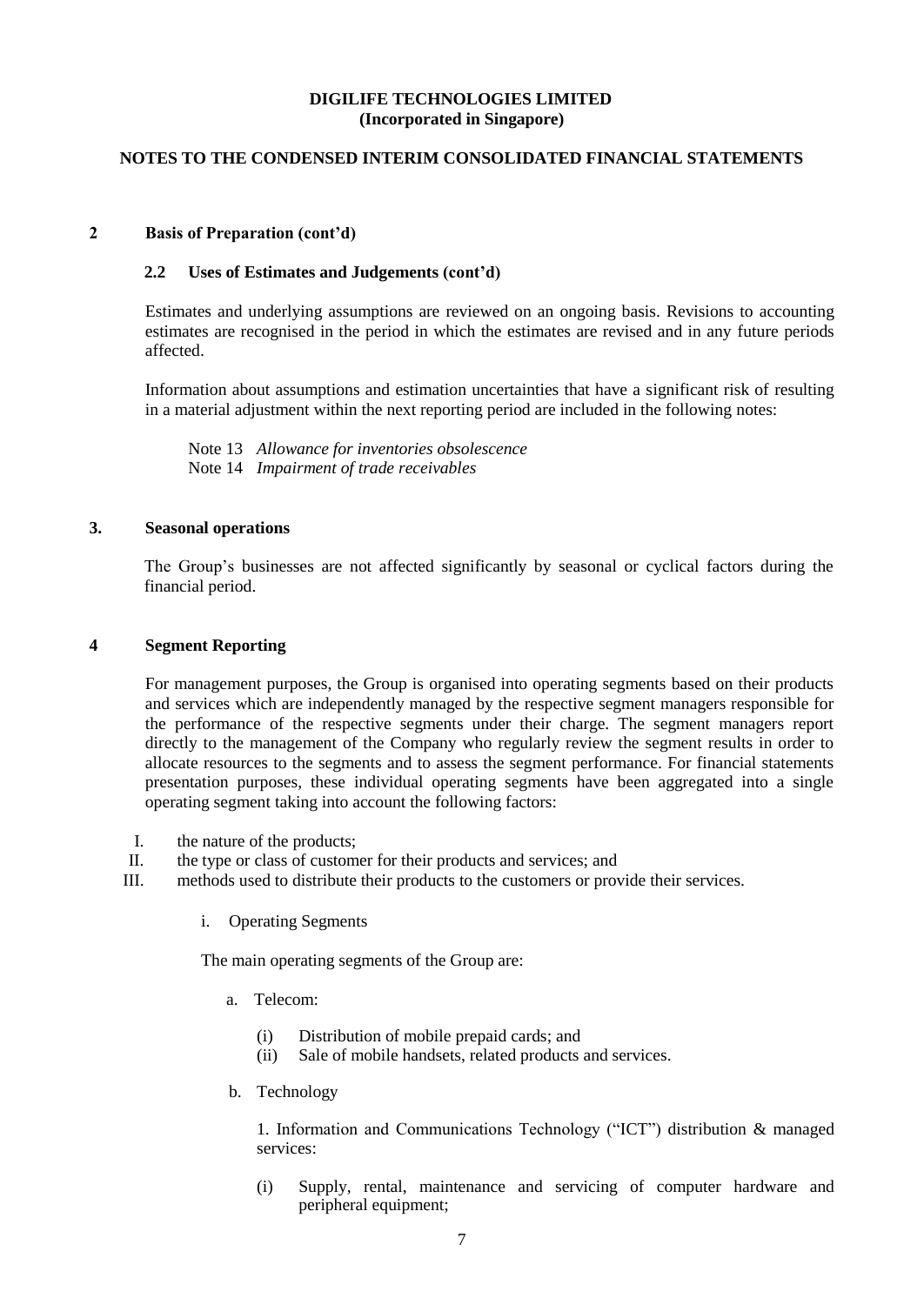**DIGILIFE TECHNOLOGIES LIMITED**
**(Incorporated in Singapore)**

**NOTES TO THE CONDENSED INTERIM CONSOLIDATED FINANCIAL STATEMENTS**

## 2 Basis of Preparation (cont'd)

### 2.2 Uses of Estimates and Judgements (cont'd)

Estimates and underlying assumptions are reviewed on an ongoing basis. Revisions to accounting estimates are recognised in the period in which the estimates are revised and in any future periods affected.

Information about assumptions and estimation uncertainties that have a significant risk of resulting in a material adjustment within the next reporting period are included in the following notes:

Note 13 *Allowance for inventories obsolescence*
Note 14 *Impairment of trade receivables*

## 3. Seasonal operations

The Group's businesses are not affected significantly by seasonal or cyclical factors during the financial period.

## 4 Segment Reporting

For management purposes, the Group is organised into operating segments based on their products and services which are independently managed by the respective segment managers responsible for the performance of the respective segments under their charge. The segment managers report directly to the management of the Company who regularly review the segment results in order to allocate resources to the segments and to assess the segment performance. For financial statements presentation purposes, these individual operating segments have been aggregated into a single operating segment taking into account the following factors:

I. the nature of the products;
II. the type or class of customer for their products and services; and
III. methods used to distribute their products to the customers or provide their services.

i. Operating Segments

The main operating segments of the Group are:

a. Telecom:

(i) Distribution of mobile prepaid cards; and
(ii) Sale of mobile handsets, related products and services.

b. Technology

1. Information and Communications Technology ("ICT") distribution & managed services:

(i) Supply, rental, maintenance and servicing of computer hardware and peripheral equipment;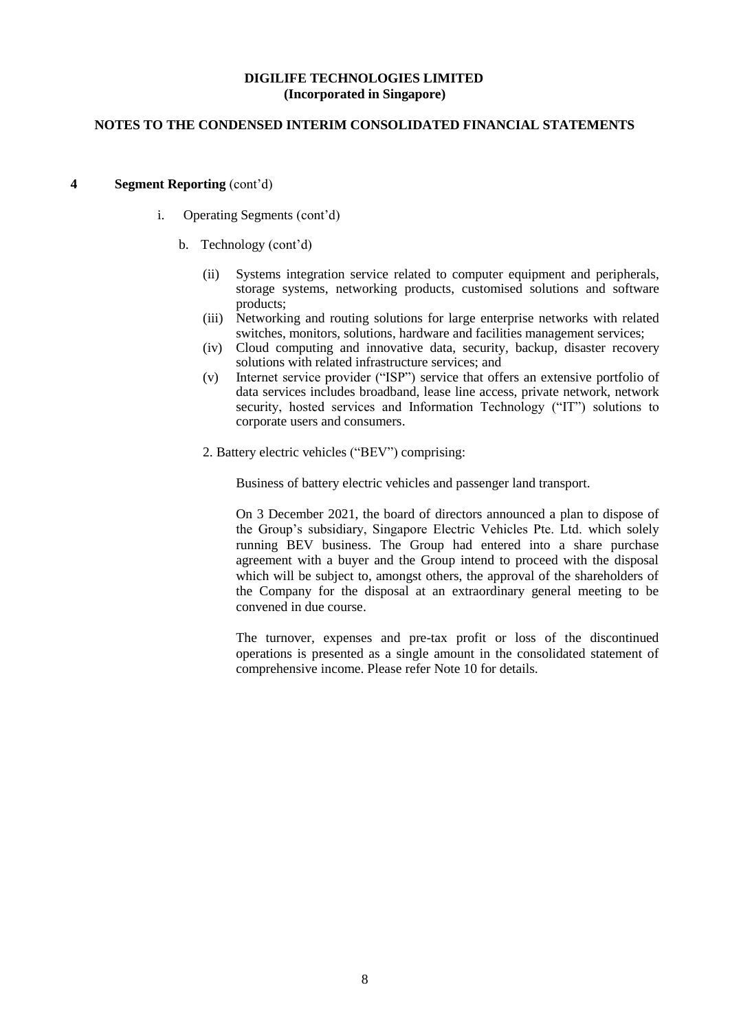**DIGILIFE TECHNOLOGIES LIMITED**
**(Incorporated in Singapore)**

**NOTES TO THE CONDENSED INTERIM CONSOLIDATED FINANCIAL STATEMENTS**

**4 Segment Reporting** (cont'd)

i. Operating Segments (cont'd)

b. Technology (cont'd)

(ii) Systems integration service related to computer equipment and peripherals, storage systems, networking products, customised solutions and software products;

(iii) Networking and routing solutions for large enterprise networks with related switches, monitors, solutions, hardware and facilities management services;

(iv) Cloud computing and innovative data, security, backup, disaster recovery solutions with related infrastructure services; and

(v) Internet service provider ("ISP") service that offers an extensive portfolio of data services includes broadband, lease line access, private network, network security, hosted services and Information Technology ("IT") solutions to corporate users and consumers.

2. Battery electric vehicles ("BEV") comprising:

Business of battery electric vehicles and passenger land transport.

On 3 December 2021, the board of directors announced a plan to dispose of the Group's subsidiary, Singapore Electric Vehicles Pte. Ltd. which solely running BEV business. The Group had entered into a share purchase agreement with a buyer and the Group intend to proceed with the disposal which will be subject to, amongst others, the approval of the shareholders of the Company for the disposal at an extraordinary general meeting to be convened in due course.

The turnover, expenses and pre-tax profit or loss of the discontinued operations is presented as a single amount in the consolidated statement of comprehensive income. Please refer Note 10 for details.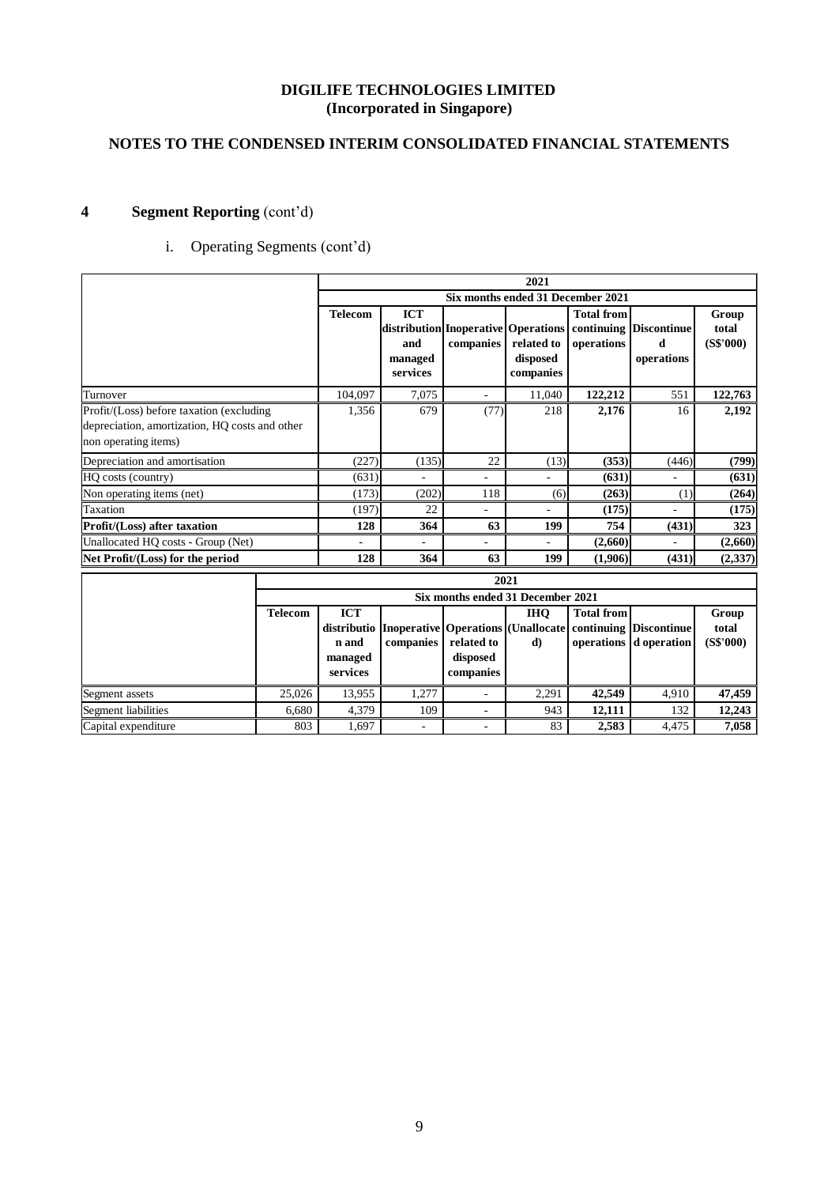**DIGILIFE TECHNOLOGIES LIMITED**
**(Incorporated in Singapore)**

**NOTES TO THE CONDENSED INTERIM CONSOLIDATED FINANCIAL STATEMENTS**

## 4 Segment Reporting (cont'd)

i. Operating Segments (cont'd)

| | 2021 | | | | | | |
|---|---|---|---|---|---|---|---|
| | Six months ended 31 December 2021 | | | | | | |
| | **Telecom** | **ICT distribution and managed services** | **Inoperative companies** | **Operations related to disposed companies** | **Total from continuing operations** | **Discontinued operations** | **Group total (S$'000)** |
| Turnover | 104,097 | 7,075 | - | 11,040 | **122,212** | 551 | **122,763** |
| Profit/(Loss) before taxation (excluding depreciation, amortization, HQ costs and other non operating items) | 1,356 | 679 | (77) | 218 | **2,176** | 16 | **2,192** |
| Depreciation and amortisation | (227) | (135) | 22 | (13) | **(353)** | (446) | **(799)** |
| HQ costs (country) | (631) | - | - | - | **(631)** | - | **(631)** |
| Non operating items (net) | (173) | (202) | 118 | (6) | **(263)** | (1) | **(264)** |
| Taxation | (197) | 22 | - | - | **(175)** | - | **(175)** |
| **Profit/(Loss) after taxation** | **128** | **364** | **63** | **199** | **754** | **(431)** | **323** |
| Unallocated HQ costs - Group (Net) | - | - | - | - | **(2,660)** | - | **(2,660)** |
| **Net Profit/(Loss) for the period** | **128** | **364** | **63** | **199** | **(1,906)** | **(431)** | **(2,337)** |

| | 2021 | | | | | | | |
|---|---|---|---|---|---|---|---|---|
| | Six months ended 31 December 2021 | | | | | | | |
| | **Telecom** | **ICT distribution and managed services** | **Inoperative companies** | **Operations related to disposed companies** | **IHQ (Unallocated)** | **Total from continuing operations** | **Discontinued operation** | **Group total (S$'000)** |
| Segment assets | 25,026 | 13,955 | 1,277 | - | 2,291 | **42,549** | 4,910 | **47,459** |
| Segment liabilities | 6,680 | 4,379 | 109 | - | 943 | **12,111** | 132 | **12,243** |
| Capital expenditure | 803 | 1,697 | - | - | 83 | **2,583** | 4,475 | **7,058** |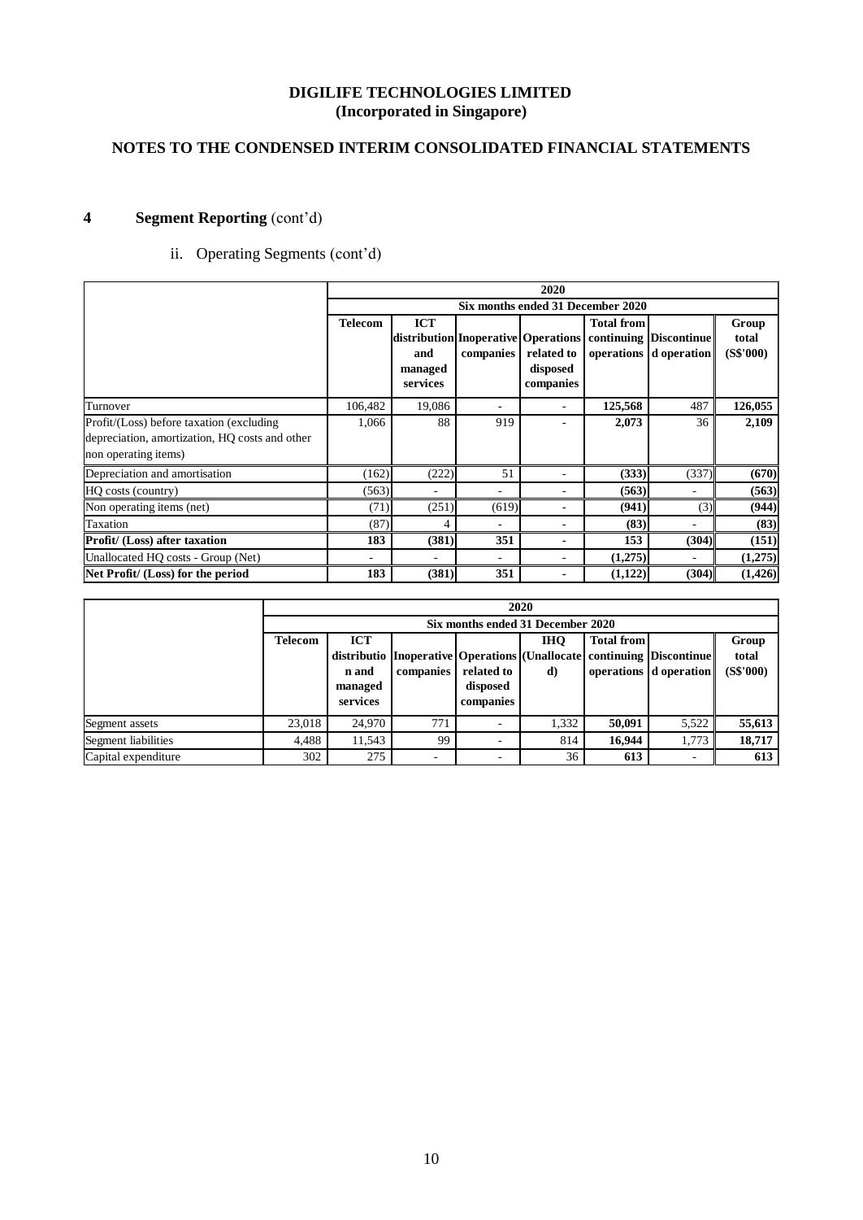**DIGILIFE TECHNOLOGIES LIMITED**
**(Incorporated in Singapore)**

**NOTES TO THE CONDENSED INTERIM CONSOLIDATED FINANCIAL STATEMENTS**

## 4 Segment Reporting (cont'd)

ii. Operating Segments (cont'd)

| | 2020 | | | | | | |
|---|---|---|---|---|---|---|---|
| | Six months ended 31 December 2020 | | | | | | |
| | **Telecom** | **ICT distribution and managed services** | **Inoperative companies** | **Operations related to disposed companies** | **Total from continuing operations** | **Discontinued operation** | **Group total (S$'000)** |
| Turnover | 106,482 | 19,086 | - | - | **125,568** | 487 | **126,055** |
| Profit/(Loss) before taxation (excluding depreciation, amortization, HQ costs and other non operating items) | 1,066 | 88 | 919 | - | **2,073** | 36 | **2,109** |
| Depreciation and amortisation | (162) | (222) | 51 | - | **(333)** | (337) | **(670)** |
| HQ costs (country) | (563) | - | - | - | **(563)** | - | **(563)** |
| Non operating items (net) | (71) | (251) | (619) | - | **(941)** | (3) | **(944)** |
| Taxation | (87) | 4 | - | - | **(83)** | - | **(83)** |
| **Profit/ (Loss) after taxation** | **183** | **(381)** | **351** | **-** | **153** | **(304)** | **(151)** |
| Unallocated HQ costs - Group (Net) | - | - | - | - | **(1,275)** | - | **(1,275)** |
| **Net Profit/ (Loss) for the period** | **183** | **(381)** | **351** | **-** | **(1,122)** | **(304)** | **(1,426)** |

| | 2020 | | | | | | | |
|---|---|---|---|---|---|---|---|---|
| | Six months ended 31 December 2020 | | | | | | | |
| | **Telecom** | **ICT distribution and managed services** | **Inoperative companies** | **Operations related to disposed companies** | **IHQ (Unallocated)** | **Total from continuing operations** | **Discontinued operation** | **Group total (S$'000)** |
| Segment assets | 23,018 | 24,970 | 771 | - | 1,332 | **50,091** | 5,522 | **55,613** |
| Segment liabilities | 4,488 | 11,543 | 99 | - | 814 | **16,944** | 1,773 | **18,717** |
| Capital expenditure | 302 | 275 | - | - | 36 | **613** | - | **613** |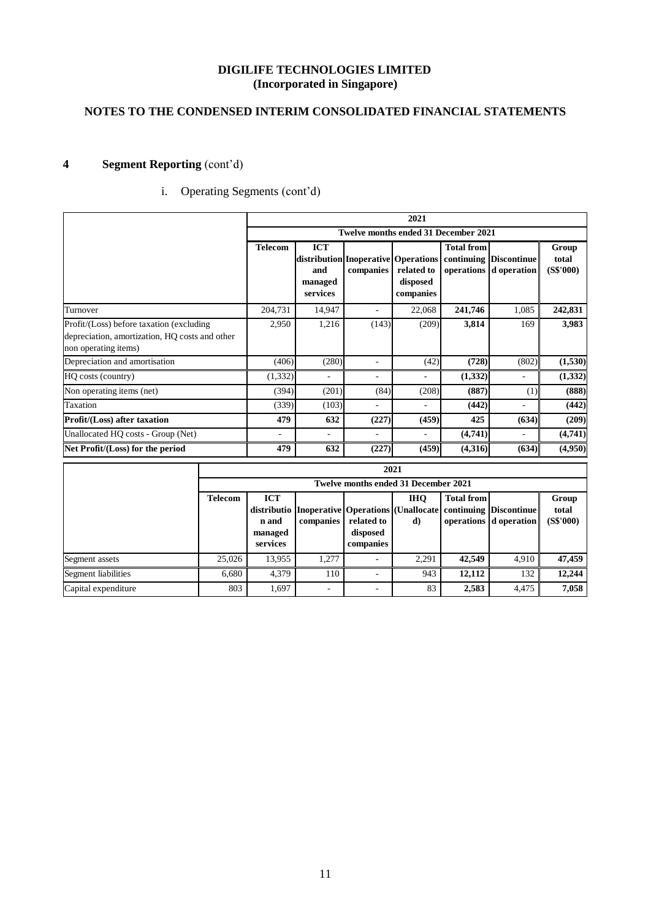**DIGILIFE TECHNOLOGIES LIMITED**
**(Incorporated in Singapore)**

**NOTES TO THE CONDENSED INTERIM CONSOLIDATED FINANCIAL STATEMENTS**

## 4 Segment Reporting (cont'd)

i. Operating Segments (cont'd)

| | 2021 | | | | | | |
|---|---|---|---|---|---|---|---|
| | Twelve months ended 31 December 2021 | | | | | | |
| | **Telecom** | **ICT distribution and managed services** | **Inoperative companies** | **Operations related to disposed companies** | **Total from continuing operations** | **Discontinued operation** | **Group total (S$'000)** |
| Turnover | 204,731 | 14,947 | - | 22,068 | **241,746** | 1,085 | **242,831** |
| Profit/(Loss) before taxation (excluding depreciation, amortization, HQ costs and other non operating items) | 2,950 | 1,216 | (143) | (209) | **3,814** | 169 | **3,983** |
| Depreciation and amortisation | (406) | (280) | - | (42) | **(728)** | (802) | **(1,530)** |
| HQ costs (country) | (1,332) | - | - | - | **(1,332)** | - | **(1,332)** |
| Non operating items (net) | (394) | (201) | (84) | (208) | **(887)** | (1) | **(888)** |
| Taxation | (339) | (103) | - | - | **(442)** | - | **(442)** |
| **Profit/(Loss) after taxation** | **479** | **632** | **(227)** | **(459)** | **425** | **(634)** | **(209)** |
| Unallocated HQ costs - Group (Net) | - | - | - | - | **(4,741)** | - | **(4,741)** |
| **Net Profit/(Loss) for the period** | **479** | **632** | **(227)** | **(459)** | **(4,316)** | **(634)** | **(4,950)** |

| | 2021 | | | | | | | |
|---|---|---|---|---|---|---|---|---|
| | Twelve months ended 31 December 2021 | | | | | | | |
| | **Telecom** | **ICT distribution and managed services** | **Inoperative companies** | **Operations related to disposed companies** | **IHQ (Unallocated)** | **Total from continuing operations** | **Discontinued operation** | **Group total (S$'000)** |
| Segment assets | 25,026 | 13,955 | 1,277 | - | 2,291 | **42,549** | 4,910 | **47,459** |
| Segment liabilities | 6,680 | 4,379 | 110 | - | 943 | **12,112** | 132 | **12,244** |
| Capital expenditure | 803 | 1,697 | - | - | 83 | **2,583** | 4,475 | **7,058** |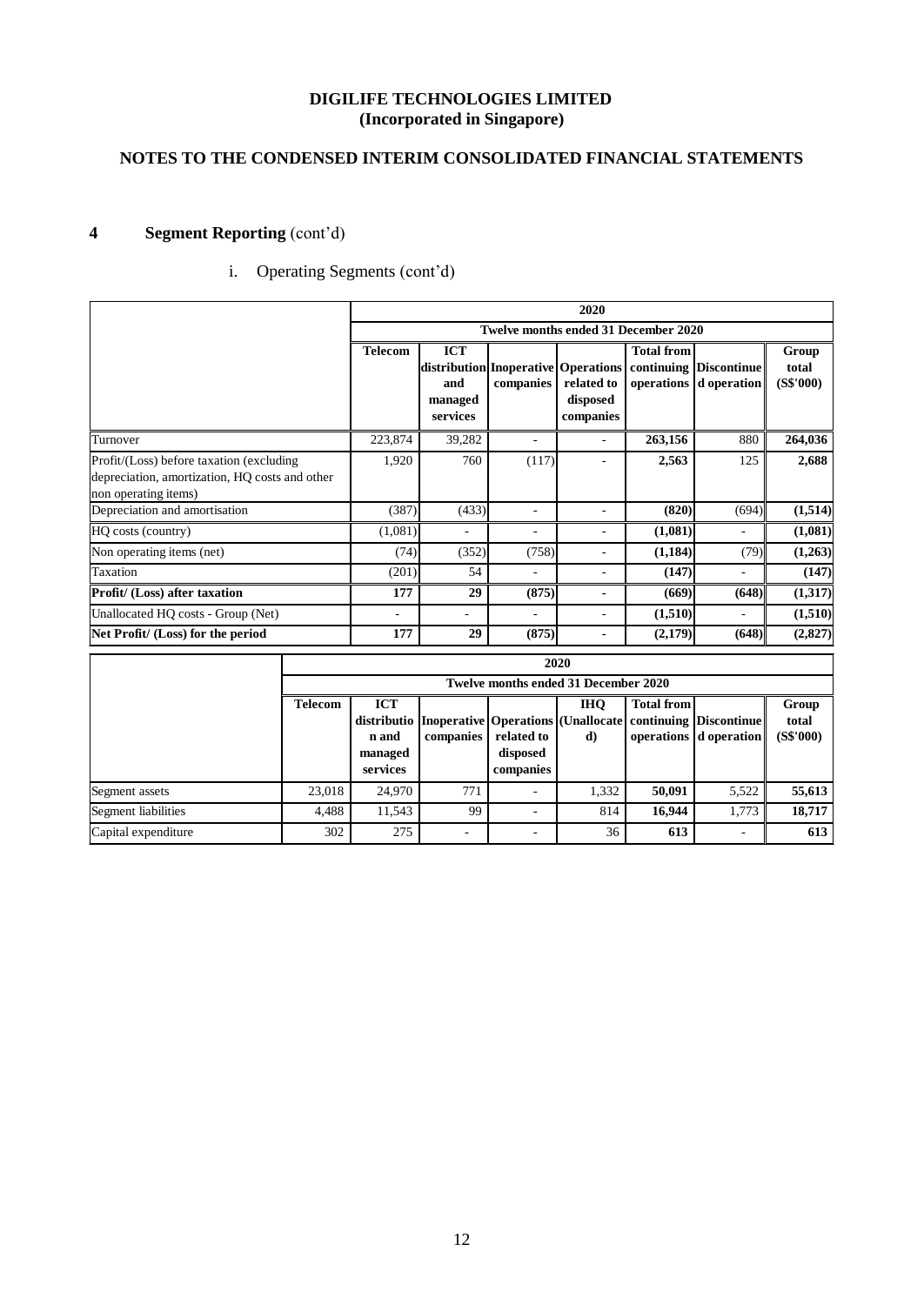**DIGILIFE TECHNOLOGIES LIMITED**
**(Incorporated in Singapore)**

**NOTES TO THE CONDENSED INTERIM CONSOLIDATED FINANCIAL STATEMENTS**

## 4 Segment Reporting (cont'd)

i. Operating Segments (cont'd)

| | 2020 | | | | | | |
|---|---|---|---|---|---|---|---|
| | Twelve months ended 31 December 2020 | | | | | | |
| | **Telecom** | **ICT distribution and managed services** | **Inoperative companies** | **Operations related to disposed companies** | **Total from continuing operations** | **Discontinued operation** | **Group total (S$'000)** |
| Turnover | 223,874 | 39,282 | - | - | **263,156** | 880 | **264,036** |
| Profit/(Loss) before taxation (excluding depreciation, amortization, HQ costs and other non operating items) | 1,920 | 760 | (117) | - | **2,563** | 125 | **2,688** |
| Depreciation and amortisation | (387) | (433) | - | - | **(820)** | (694) | **(1,514)** |
| HQ costs (country) | (1,081) | - | - | - | **(1,081)** | - | **(1,081)** |
| Non operating items (net) | (74) | (352) | (758) | - | **(1,184)** | (79) | **(1,263)** |
| Taxation | (201) | 54 | - | - | **(147)** | - | **(147)** |
| **Profit/ (Loss) after taxation** | **177** | **29** | **(875)** | **-** | **(669)** | **(648)** | **(1,317)** |
| Unallocated HQ costs - Group (Net) | - | - | - | - | **(1,510)** | - | **(1,510)** |
| **Net Profit/ (Loss) for the period** | **177** | **29** | **(875)** | **-** | **(2,179)** | **(648)** | **(2,827)** |

| | 2020 | | | | | | | |
|---|---|---|---|---|---|---|---|---|
| | Twelve months ended 31 December 2020 | | | | | | | |
| | **Telecom** | **ICT distribution and managed services** | **Inoperative companies** | **Operations related to disposed companies** | **IHQ (Unallocated)** | **Total from continuing operations** | **Discontinued operation** | **Group total (S$'000)** |
| Segment assets | 23,018 | 24,970 | 771 | - | 1,332 | **50,091** | 5,522 | **55,613** |
| Segment liabilities | 4,488 | 11,543 | 99 | - | 814 | **16,944** | 1,773 | **18,717** |
| Capital expenditure | 302 | 275 | - | - | 36 | **613** | - | **613** |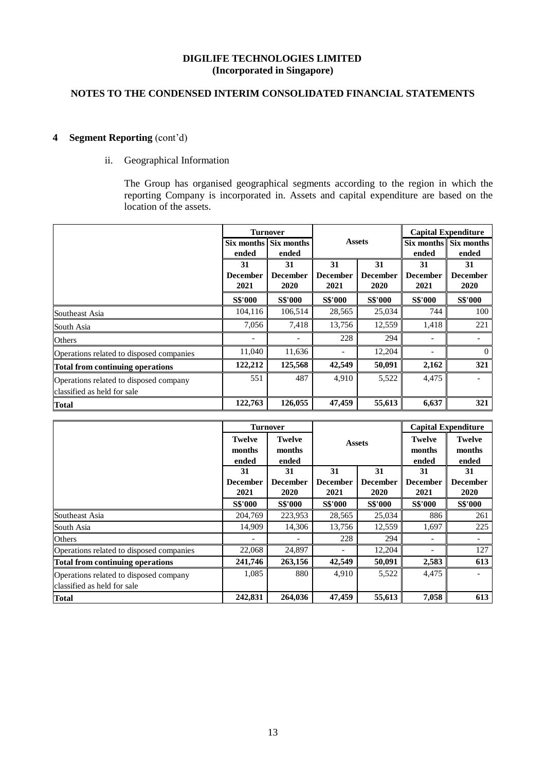**DIGILIFE TECHNOLOGIES LIMITED**
**(Incorporated in Singapore)**

**NOTES TO THE CONDENSED INTERIM CONSOLIDATED FINANCIAL STATEMENTS**

## 4 Segment Reporting (cont'd)

ii. Geographical Information

The Group has organised geographical segments according to the region in which the reporting Company is incorporated in. Assets and capital expenditure are based on the location of the assets.

| | Turnover | | Assets | | Capital Expenditure | |
|---|---|---|---|---|---|---|
| | Six months ended | Six months ended | | | Six months ended | Six months ended |
| | 31 December 2021 | 31 December 2020 | 31 December 2021 | 31 December 2020 | 31 December 2021 | 31 December 2020 |
| | S$'000 | S$'000 | S$'000 | S$'000 | S$'000 | S$'000 |
| Southeast Asia | 104,116 | 106,514 | 28,565 | 25,034 | 744 | 100 |
| South Asia | 7,056 | 7,418 | 13,756 | 12,559 | 1,418 | 221 |
| Others | - | - | 228 | 294 | - | - |
| Operations related to disposed companies | 11,040 | 11,636 | - | 12,204 | - | 0 |
| **Total from continuing operations** | **122,212** | **125,568** | **42,549** | **50,091** | **2,162** | **321** |
| Operations related to disposed company classified as held for sale | 551 | 487 | 4,910 | 5,522 | 4,475 | - |
| **Total** | **122,763** | **126,055** | **47,459** | **55,613** | **6,637** | **321** |

| | Turnover | | Assets | | Capital Expenditure | |
|---|---|---|---|---|---|---|
| | Twelve months ended | Twelve months ended | | | Twelve months ended | Twelve months ended |
| | 31 December 2021 | 31 December 2020 | 31 December 2021 | 31 December 2020 | 31 December 2021 | 31 December 2020 |
| | S$'000 | S$'000 | S$'000 | S$'000 | S$'000 | S$'000 |
| Southeast Asia | 204,769 | 223,953 | 28,565 | 25,034 | 886 | 261 |
| South Asia | 14,909 | 14,306 | 13,756 | 12,559 | 1,697 | 225 |
| Others | - | - | 228 | 294 | - | - |
| Operations related to disposed companies | 22,068 | 24,897 | - | 12,204 | - | 127 |
| **Total from continuing operations** | **241,746** | **263,156** | **42,549** | **50,091** | **2,583** | **613** |
| Operations related to disposed company classified as held for sale | 1,085 | 880 | 4,910 | 5,522 | 4,475 | - |
| **Total** | **242,831** | **264,036** | **47,459** | **55,613** | **7,058** | **613** |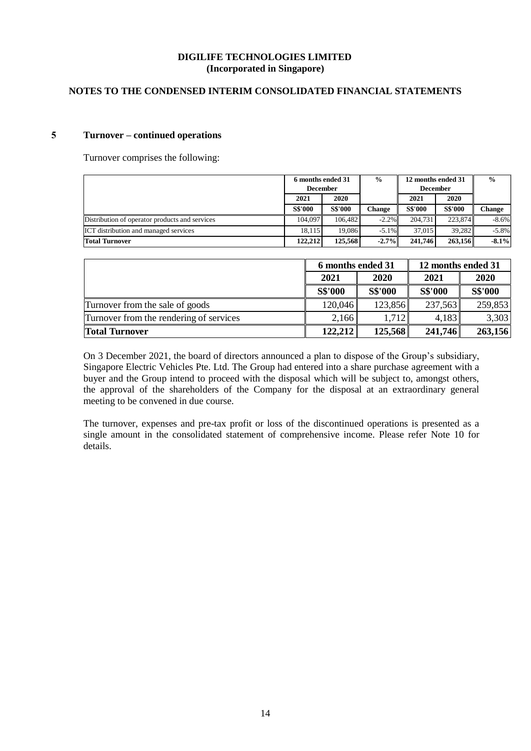**DIGILIFE TECHNOLOGIES LIMITED**
**(Incorporated in Singapore)**

**NOTES TO THE CONDENSED INTERIM CONSOLIDATED FINANCIAL STATEMENTS**

## 5 Turnover – continued operations

Turnover comprises the following:

| | 6 months ended 31 December | | % | 12 months ended 31 December | | % |
|---|---|---|---|---|---|---|
| | 2021 | 2020 | | 2021 | 2020 | |
| | S$'000 | S$'000 | Change | S$'000 | S$'000 | Change |
| Distribution of operator products and services | 104,097 | 106,482 | -2.2% | 204,731 | 223,874 | -8.6% |
| ICT distribution and managed services | 18,115 | 19,086 | -5.1% | 37,015 | 39,282 | -5.8% |
| **Total Turnover** | **122,212** | **125,568** | **-2.7%** | **241,746** | **263,156** | **-8.1%** |

| | 6 months ended 31 | | 12 months ended 31 | |
|---|---|---|---|---|
| | 2021 | 2020 | 2021 | 2020 |
| | S$'000 | S$'000 | S$'000 | S$'000 |
| Turnover from the sale of goods | 120,046 | 123,856 | 237,563 | 259,853 |
| Turnover from the rendering of services | 2,166 | 1,712 | 4,183 | 3,303 |
| **Total Turnover** | **122,212** | **125,568** | **241,746** | **263,156** |

On 3 December 2021, the board of directors announced a plan to dispose of the Group's subsidiary, Singapore Electric Vehicles Pte. Ltd. The Group had entered into a share purchase agreement with a buyer and the Group intend to proceed with the disposal which will be subject to, amongst others, the approval of the shareholders of the Company for the disposal at an extraordinary general meeting to be convened in due course.

The turnover, expenses and pre-tax profit or loss of the discontinued operations is presented as a single amount in the consolidated statement of comprehensive income. Please refer Note 10 for details.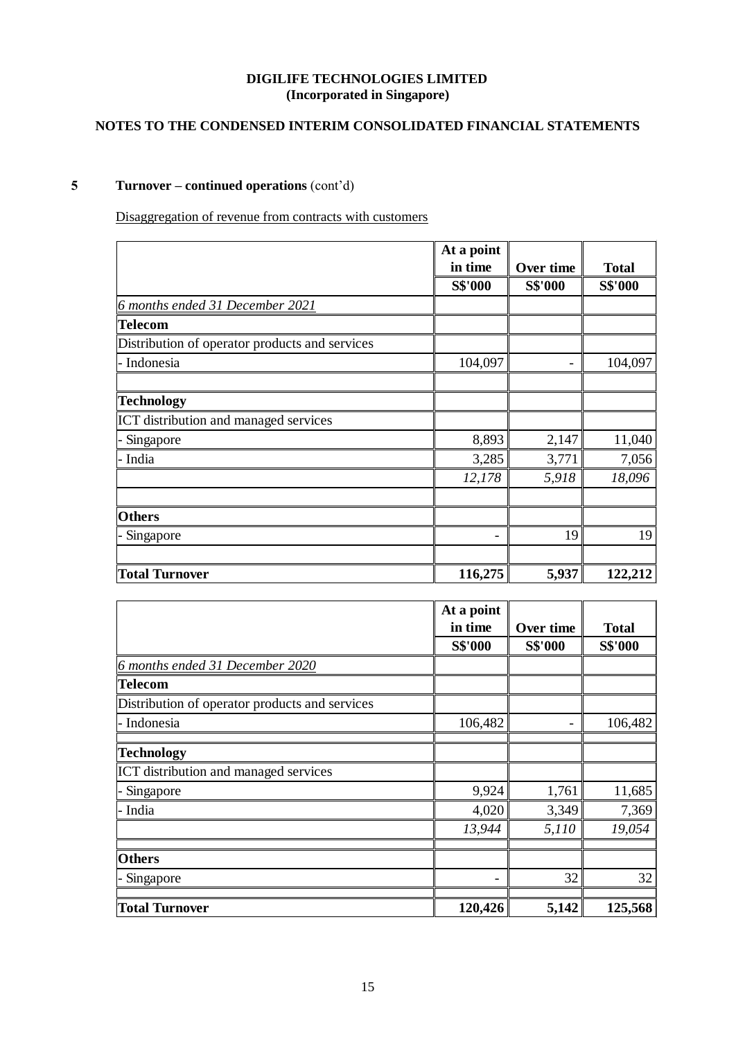**DIGILIFE TECHNOLOGIES LIMITED**
**(Incorporated in Singapore)**

**NOTES TO THE CONDENSED INTERIM CONSOLIDATED FINANCIAL STATEMENTS**

## 5 Turnover – continued operations (cont'd)

Disaggregation of revenue from contracts with customers

| | At a point in time | Over time | Total |
|---|---|---|---|
| | S$'000 | S$'000 | S$'000 |
| *6 months ended 31 December 2021* | | | |
| **Telecom** | | | |
| Distribution of operator products and services | | | |
| - Indonesia | 104,097 | - | 104,097 |
| | | | |
| **Technology** | | | |
| ICT distribution and managed services | | | |
| - Singapore | 8,893 | 2,147 | 11,040 |
| - India | 3,285 | 3,771 | 7,056 |
| | *12,178* | *5,918* | *18,096* |
| | | | |
| **Others** | | | |
| - Singapore | - | 19 | 19 |
| | | | |
| **Total Turnover** | **116,275** | **5,937** | **122,212** |

| | At a point in time | Over time | Total |
|---|---|---|---|
| | S$'000 | S$'000 | S$'000 |
| *6 months ended 31 December 2020* | | | |
| **Telecom** | | | |
| Distribution of operator products and services | | | |
| - Indonesia | 106,482 | - | 106,482 |
| | | | |
| **Technology** | | | |
| ICT distribution and managed services | | | |
| - Singapore | 9,924 | 1,761 | 11,685 |
| - India | 4,020 | 3,349 | 7,369 |
| | *13,944* | *5,110* | *19,054* |
| | | | |
| **Others** | | | |
| - Singapore | - | 32 | 32 |
| | | | |
| **Total Turnover** | **120,426** | **5,142** | **125,568** |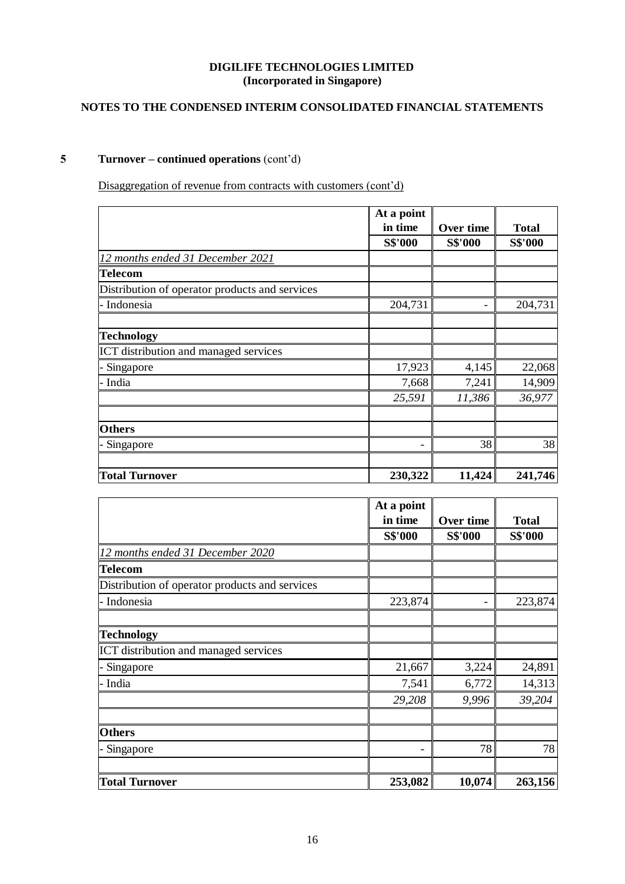**DIGILIFE TECHNOLOGIES LIMITED**
**(Incorporated in Singapore)**

**NOTES TO THE CONDENSED INTERIM CONSOLIDATED FINANCIAL STATEMENTS**

## 5 Turnover – continued operations (cont'd)

Disaggregation of revenue from contracts with customers (cont'd)

| | At a point in time | Over time | Total |
|---|---|---|---|
| | S$'000 | S$'000 | S$'000 |
| *12 months ended 31 December 2021* | | | |
| **Telecom** | | | |
| Distribution of operator products and services | | | |
| - Indonesia | 204,731 | - | 204,731 |
| | | | |
| **Technology** | | | |
| ICT distribution and managed services | | | |
| - Singapore | 17,923 | 4,145 | 22,068 |
| - India | 7,668 | 7,241 | 14,909 |
| | *25,591* | *11,386* | *36,977* |
| | | | |
| **Others** | | | |
| - Singapore | - | 38 | 38 |
| | | | |
| **Total Turnover** | **230,322** | **11,424** | **241,746** |

| | At a point in time | Over time | Total |
|---|---|---|---|
| | S$'000 | S$'000 | S$'000 |
| *12 months ended 31 December 2020* | | | |
| **Telecom** | | | |
| Distribution of operator products and services | | | |
| - Indonesia | 223,874 | - | 223,874 |
| | | | |
| **Technology** | | | |
| ICT distribution and managed services | | | |
| - Singapore | 21,667 | 3,224 | 24,891 |
| - India | 7,541 | 6,772 | 14,313 |
| | *29,208* | *9,996* | *39,204* |
| | | | |
| **Others** | | | |
| - Singapore | - | 78 | 78 |
| | | | |
| **Total Turnover** | **253,082** | **10,074** | **263,156** |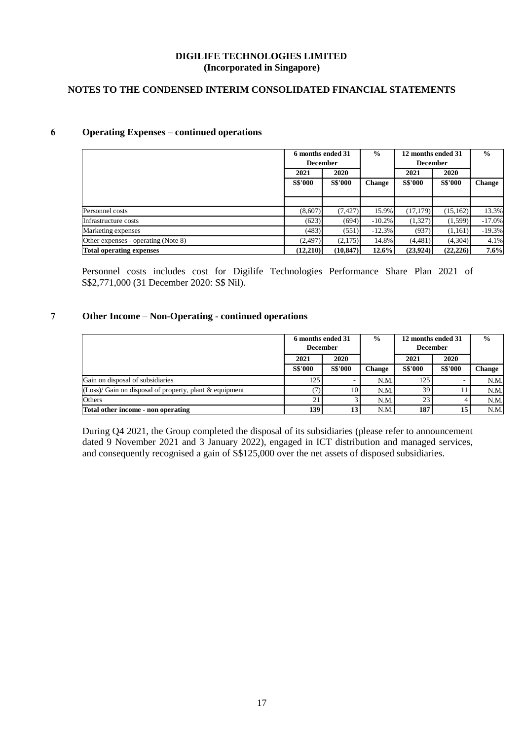**DIGILIFE TECHNOLOGIES LIMITED**
**(Incorporated in Singapore)**

**NOTES TO THE CONDENSED INTERIM CONSOLIDATED FINANCIAL STATEMENTS**

## 6 Operating Expenses – continued operations

| | 6 months ended 31 December | | % | 12 months ended 31 December | | % |
|---|---|---|---|---|---|---|
| | 2021 | 2020 | | 2021 | 2020 | |
| | S$'000 | S$'000 | Change | S$'000 | S$'000 | Change |
| Personnel costs | (8,607) | (7,427) | 15.9% | (17,179) | (15,162) | 13.3% |
| Infrastructure costs | (623) | (694) | -10.2% | (1,327) | (1,599) | -17.0% |
| Marketing expenses | (483) | (551) | -12.3% | (937) | (1,161) | -19.3% |
| Other expenses - operating (Note 8) | (2,497) | (2,175) | 14.8% | (4,481) | (4,304) | 4.1% |
| **Total operating expenses** | **(12,210)** | **(10,847)** | **12.6%** | **(23,924)** | **(22,226)** | **7.6%** |

Personnel costs includes cost for Digilife Technologies Performance Share Plan 2021 of S$2,771,000 (31 December 2020: S$ Nil).

## 7 Other Income – Non-Operating - continued operations

| | 6 months ended 31 December | | % | 12 months ended 31 December | | % |
|---|---|---|---|---|---|---|
| | 2021 | 2020 | | 2021 | 2020 | |
| | S$'000 | S$'000 | Change | S$'000 | S$'000 | Change |
| Gain on disposal of subsidiaries | 125 | - | N.M. | 125 | - | N.M. |
| (Loss)/ Gain on disposal of property, plant & equipment | (7) | 10 | N.M. | 39 | 11 | N.M. |
| Others | 21 | 3 | N.M. | 23 | 4 | N.M. |
| **Total other income - non operating** | **139** | **13** | N.M. | **187** | **15** | N.M. |

During Q4 2021, the Group completed the disposal of its subsidiaries (please refer to announcement dated 9 November 2021 and 3 January 2022), engaged in ICT distribution and managed services, and consequently recognised a gain of S$125,000 over the net assets of disposed subsidiaries.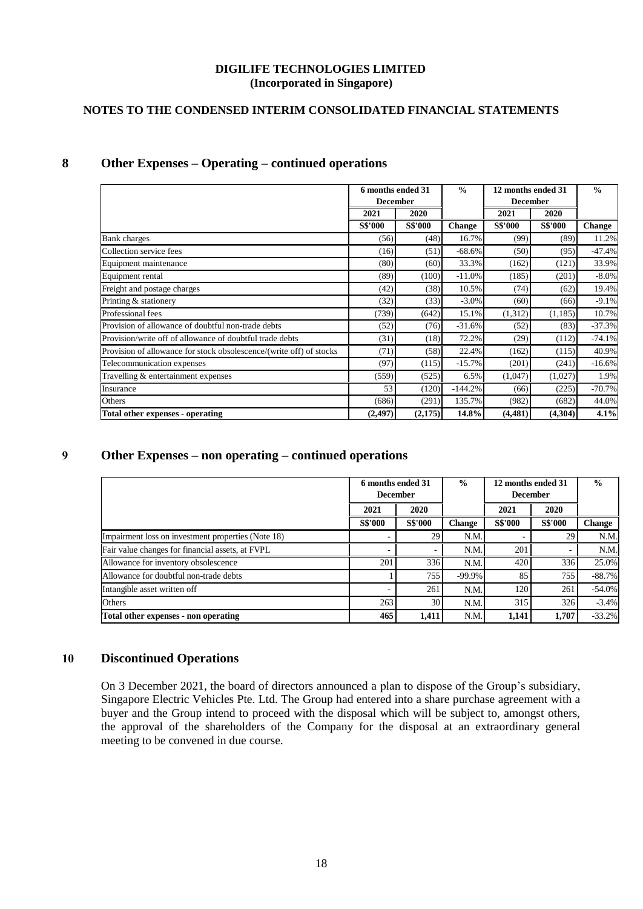**DIGILIFE TECHNOLOGIES LIMITED**
**(Incorporated in Singapore)**

**NOTES TO THE CONDENSED INTERIM CONSOLIDATED FINANCIAL STATEMENTS**

## 8 Other Expenses – Operating – continued operations

| | 6 months ended 31 December | | % | 12 months ended 31 December | | % |
|---|---|---|---|---|---|---|
| | 2021 | 2020 | | 2021 | 2020 | |
| | S$'000 | S$'000 | Change | S$'000 | S$'000 | Change |
| Bank charges | (56) | (48) | 16.7% | (99) | (89) | 11.2% |
| Collection service fees | (16) | (51) | -68.6% | (50) | (95) | -47.4% |
| Equipment maintenance | (80) | (60) | 33.3% | (162) | (121) | 33.9% |
| Equipment rental | (89) | (100) | -11.0% | (185) | (201) | -8.0% |
| Freight and postage charges | (42) | (38) | 10.5% | (74) | (62) | 19.4% |
| Printing & stationery | (32) | (33) | -3.0% | (60) | (66) | -9.1% |
| Professional fees | (739) | (642) | 15.1% | (1,312) | (1,185) | 10.7% |
| Provision of allowance of doubtful non-trade debts | (52) | (76) | -31.6% | (52) | (83) | -37.3% |
| Provision/write off of allowance of doubtful trade debts | (31) | (18) | 72.2% | (29) | (112) | -74.1% |
| Provision of allowance for stock obsolescence/(write off) of stocks | (71) | (58) | 22.4% | (162) | (115) | 40.9% |
| Telecommunication expenses | (97) | (115) | -15.7% | (201) | (241) | -16.6% |
| Travelling & entertainment expenses | (559) | (525) | 6.5% | (1,047) | (1,027) | 1.9% |
| Insurance | 53 | (120) | -144.2% | (66) | (225) | -70.7% |
| Others | (686) | (291) | 135.7% | (982) | (682) | 44.0% |
| **Total other expenses - operating** | **(2,497)** | **(2,175)** | **14.8%** | **(4,481)** | **(4,304)** | **4.1%** |

## 9 Other Expenses – non operating – continued operations

| | 6 months ended 31 December | | % | 12 months ended 31 December | | % |
|---|---|---|---|---|---|---|
| | 2021 | 2020 | | 2021 | 2020 | |
| | S$'000 | S$'000 | Change | S$'000 | S$'000 | Change |
| Impairment loss on investment properties (Note 18) | - | 29 | N.M. | - | 29 | N.M. |
| Fair value changes for financial assets, at FVPL | - | - | N.M. | 201 | - | N.M. |
| Allowance for inventory obsolescence | 201 | 336 | N.M. | 420 | 336 | 25.0% |
| Allowance for doubtful non-trade debts | 1 | 755 | -99.9% | 85 | 755 | -88.7% |
| Intangible asset written off | - | 261 | N.M. | 120 | 261 | -54.0% |
| Others | 263 | 30 | N.M. | 315 | 326 | -3.4% |
| **Total other expenses - non operating** | **465** | **1,411** | N.M. | **1,141** | **1,707** | -33.2% |

## 10 Discontinued Operations

On 3 December 2021, the board of directors announced a plan to dispose of the Group's subsidiary, Singapore Electric Vehicles Pte. Ltd. The Group had entered into a share purchase agreement with a buyer and the Group intend to proceed with the disposal which will be subject to, amongst others, the approval of the shareholders of the Company for the disposal at an extraordinary general meeting to be convened in due course.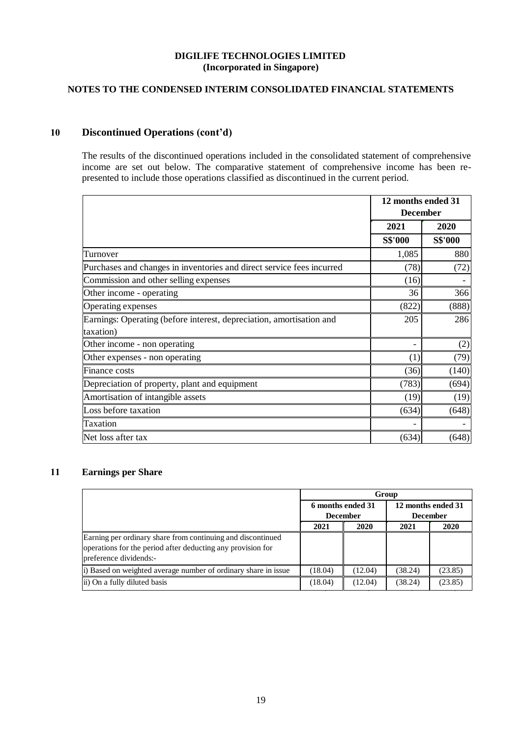**DIGILIFE TECHNOLOGIES LIMITED**
**(Incorporated in Singapore)**

**NOTES TO THE CONDENSED INTERIM CONSOLIDATED FINANCIAL STATEMENTS**

## 10 Discontinued Operations (cont'd)

The results of the discontinued operations included in the consolidated statement of comprehensive income are set out below. The comparative statement of comprehensive income has been re-presented to include those operations classified as discontinued in the current period.

| | 12 months ended 31 December | |
|---|---|---|
| | 2021 | 2020 |
| | S$'000 | S$'000 |
| Turnover | 1,085 | 880 |
| Purchases and changes in inventories and direct service fees incurred | (78) | (72) |
| Commission and other selling expenses | (16) | - |
| Other income - operating | 36 | 366 |
| Operating expenses | (822) | (888) |
| Earnings: Operating (before interest, depreciation, amortisation and taxation) | 205 | 286 |
| Other income - non operating | - | (2) |
| Other expenses - non operating | (1) | (79) |
| Finance costs | (36) | (140) |
| Depreciation of property, plant and equipment | (783) | (694) |
| Amortisation of intangible assets | (19) | (19) |
| Loss before taxation | (634) | (648) |
| Taxation | - | - |
| Net loss after tax | (634) | (648) |

## 11 Earnings per Share

| | Group | | | |
|---|---|---|---|---|
| | 6 months ended 31 December | | 12 months ended 31 December | |
| | 2021 | 2020 | 2021 | 2020 |
| Earning per ordinary share from continuing and discontinued operations for the period after deducting any provision for preference dividends:- | | | | |
| i) Based on weighted average number of ordinary share in issue | (18.04) | (12.04) | (38.24) | (23.85) |
| ii) On a fully diluted basis | (18.04) | (12.04) | (38.24) | (23.85) |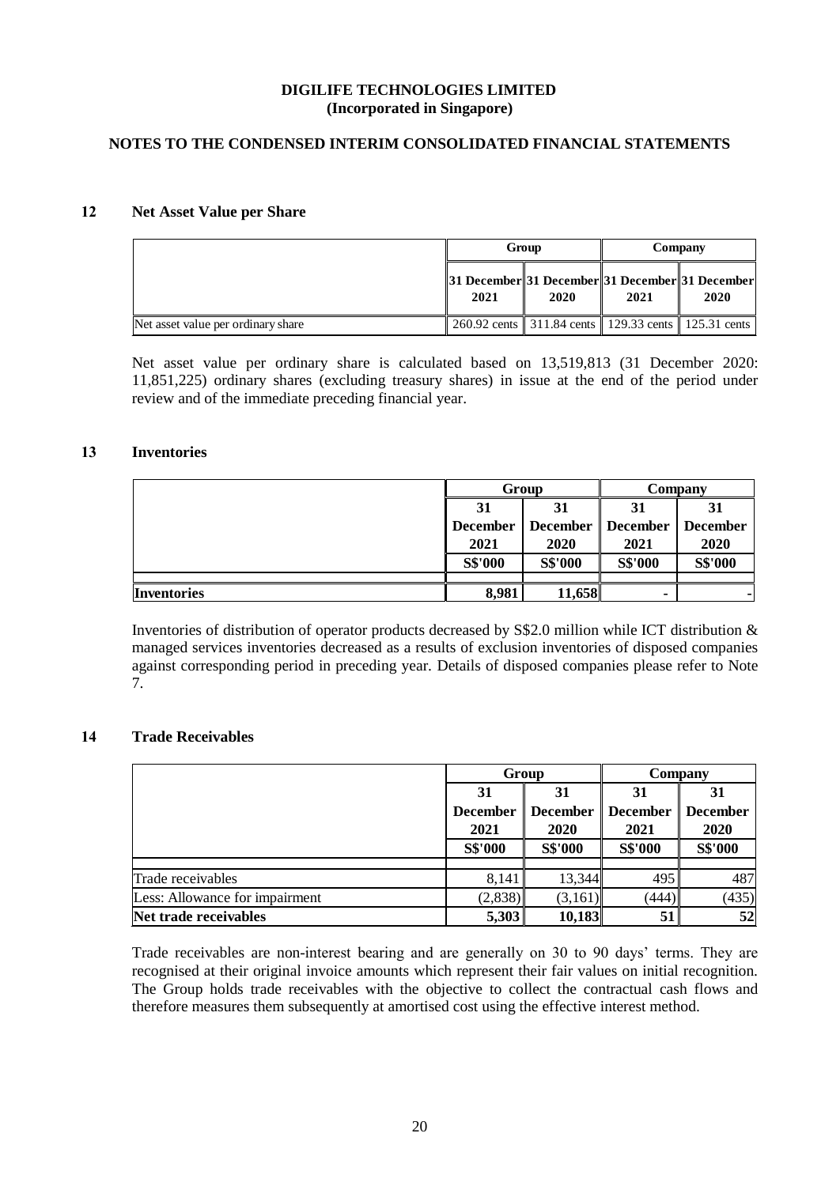**DIGILIFE TECHNOLOGIES LIMITED**
**(Incorporated in Singapore)**

**NOTES TO THE CONDENSED INTERIM CONSOLIDATED FINANCIAL STATEMENTS**

## 12 Net Asset Value per Share

| | Group | | Company | |
|---|---|---|---|---|
| | 31 December 2021 | 31 December 2020 | 31 December 2021 | 31 December 2020 |
| Net asset value per ordinary share | 260.92 cents | 311.84 cents | 129.33 cents | 125.31 cents |

Net asset value per ordinary share is calculated based on 13,519,813 (31 December 2020: 11,851,225) ordinary shares (excluding treasury shares) in issue at the end of the period under review and of the immediate preceding financial year.

## 13 Inventories

| | Group | | Company | |
|---|---|---|---|---|
| | 31 December 2021 | 31 December 2020 | 31 December 2021 | 31 December 2020 |
| | S$'000 | S$'000 | S$'000 | S$'000 |
| **Inventories** | **8,981** | **11,658** | **-** | **-** |

Inventories of distribution of operator products decreased by S$2.0 million while ICT distribution & managed services inventories decreased as a results of exclusion inventories of disposed companies against corresponding period in preceding year. Details of disposed companies please refer to Note 7.

## 14 Trade Receivables

| | Group | | Company | |
|---|---|---|---|---|
| | 31 December 2021 | 31 December 2020 | 31 December 2021 | 31 December 2020 |
| | S$'000 | S$'000 | S$'000 | S$'000 |
| Trade receivables | 8,141 | 13,344 | 495 | 487 |
| Less: Allowance for impairment | (2,838) | (3,161) | (444) | (435) |
| **Net trade receivables** | **5,303** | **10,183** | **51** | **52** |

Trade receivables are non-interest bearing and are generally on 30 to 90 days' terms. They are recognised at their original invoice amounts which represent their fair values on initial recognition. The Group holds trade receivables with the objective to collect the contractual cash flows and therefore measures them subsequently at amortised cost using the effective interest method.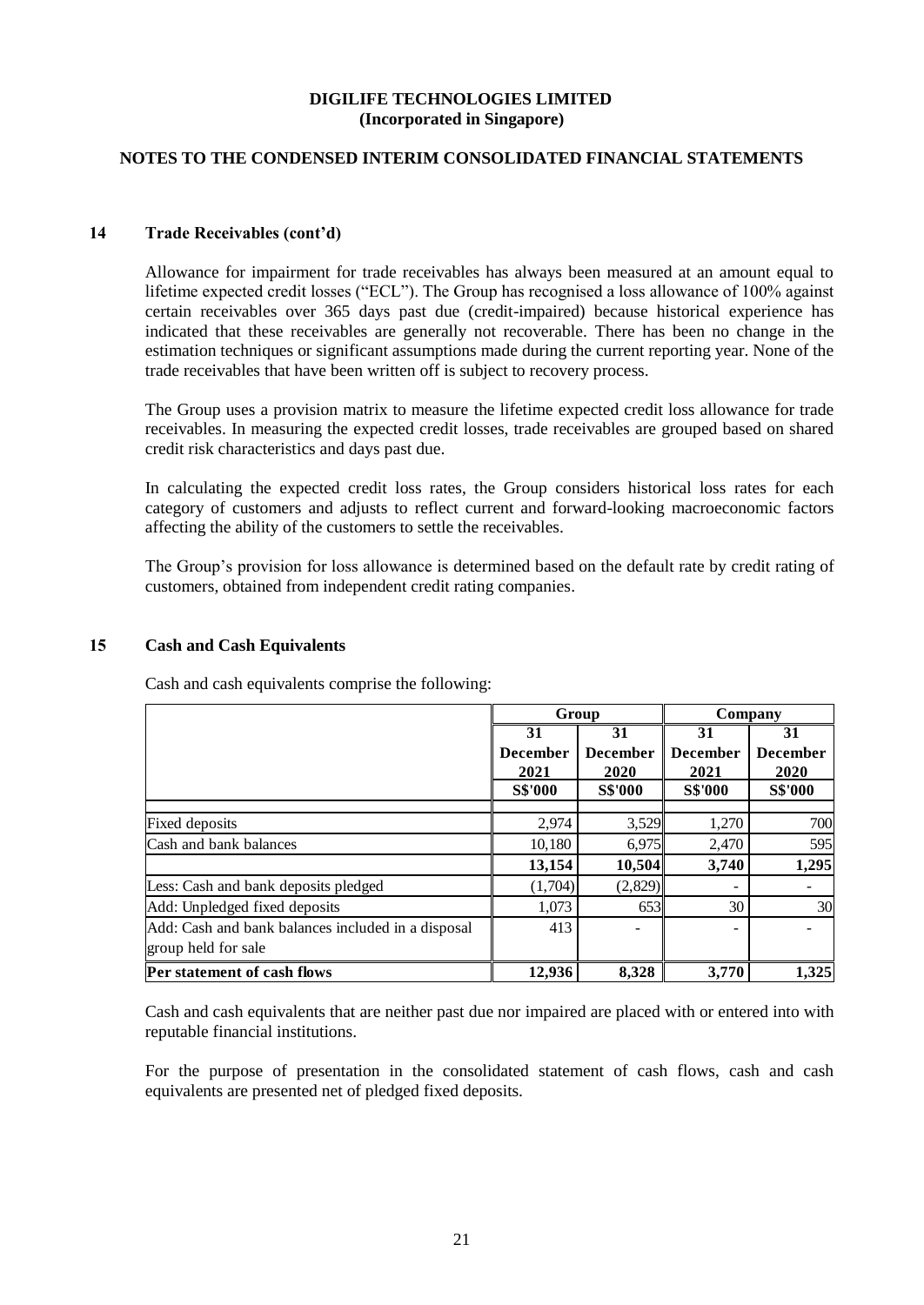**DIGILIFE TECHNOLOGIES LIMITED**
**(Incorporated in Singapore)**

**NOTES TO THE CONDENSED INTERIM CONSOLIDATED FINANCIAL STATEMENTS**

## 14 Trade Receivables (cont'd)

Allowance for impairment for trade receivables has always been measured at an amount equal to lifetime expected credit losses ("ECL"). The Group has recognised a loss allowance of 100% against certain receivables over 365 days past due (credit-impaired) because historical experience has indicated that these receivables are generally not recoverable. There has been no change in the estimation techniques or significant assumptions made during the current reporting year. None of the trade receivables that have been written off is subject to recovery process.

The Group uses a provision matrix to measure the lifetime expected credit loss allowance for trade receivables. In measuring the expected credit losses, trade receivables are grouped based on shared credit risk characteristics and days past due.

In calculating the expected credit loss rates, the Group considers historical loss rates for each category of customers and adjusts to reflect current and forward-looking macroeconomic factors affecting the ability of the customers to settle the receivables.

The Group's provision for loss allowance is determined based on the default rate by credit rating of customers, obtained from independent credit rating companies.

## 15 Cash and Cash Equivalents

Cash and cash equivalents comprise the following:

| | Group | | Company | |
|---|---|---|---|---|
| | 31 December 2021 | 31 December 2020 | 31 December 2021 | 31 December 2020 |
| | S$'000 | S$'000 | S$'000 | S$'000 |
| Fixed deposits | 2,974 | 3,529 | 1,270 | 700 |
| Cash and bank balances | 10,180 | 6,975 | 2,470 | 595 |
| | **13,154** | **10,504** | **3,740** | **1,295** |
| Less: Cash and bank deposits pledged | (1,704) | (2,829) | - | - |
| Add: Unpledged fixed deposits | 1,073 | 653 | 30 | 30 |
| Add: Cash and bank balances included in a disposal group held for sale | 413 | - | - | - |
| **Per statement of cash flows** | **12,936** | **8,328** | **3,770** | **1,325** |

Cash and cash equivalents that are neither past due nor impaired are placed with or entered into with reputable financial institutions.

For the purpose of presentation in the consolidated statement of cash flows, cash and cash equivalents are presented net of pledged fixed deposits.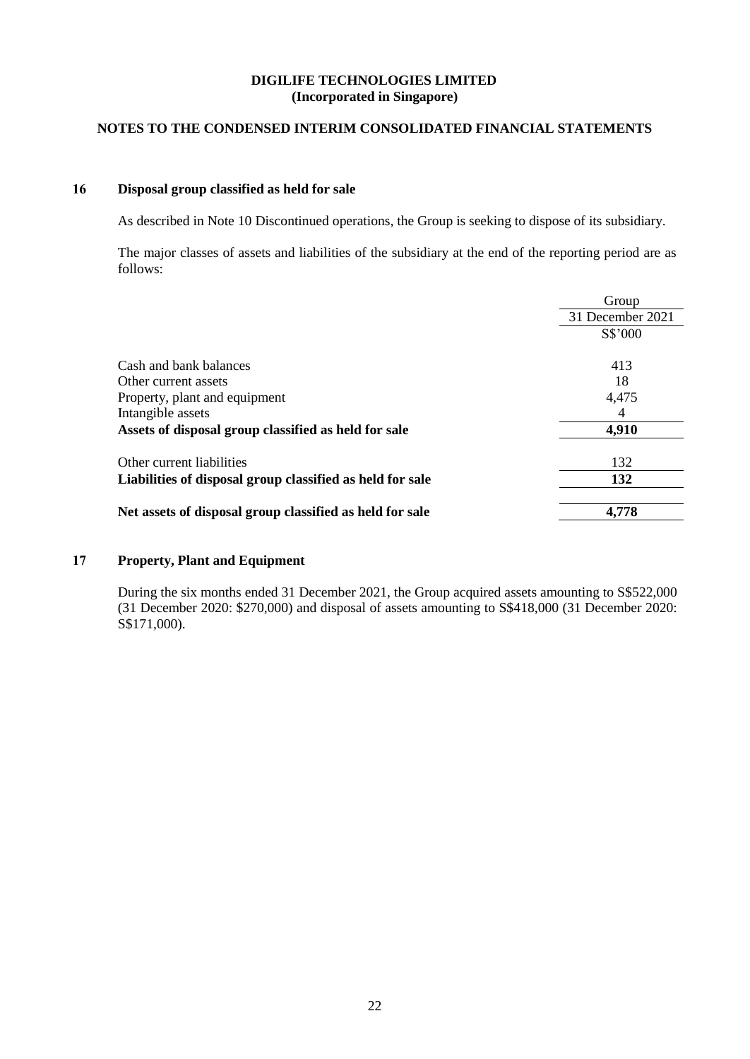**DIGILIFE TECHNOLOGIES LIMITED**
**(Incorporated in Singapore)**

**NOTES TO THE CONDENSED INTERIM CONSOLIDATED FINANCIAL STATEMENTS**

## 16 Disposal group classified as held for sale

As described in Note 10 Discontinued operations, the Group is seeking to dispose of its subsidiary.

The major classes of assets and liabilities of the subsidiary at the end of the reporting period are as follows:

| | Group |
|---|---|
| | 31 December 2021 |
| | S$'000 |
| Cash and bank balances | 413 |
| Other current assets | 18 |
| Property, plant and equipment | 4,475 |
| Intangible assets | 4 |
| **Assets of disposal group classified as held for sale** | **4,910** |
| Other current liabilities | 132 |
| **Liabilities of disposal group classified as held for sale** | **132** |
| **Net assets of disposal group classified as held for sale** | **4,778** |

## 17 Property, Plant and Equipment

During the six months ended 31 December 2021, the Group acquired assets amounting to S$522,000 (31 December 2020: $270,000) and disposal of assets amounting to S$418,000 (31 December 2020: S$171,000).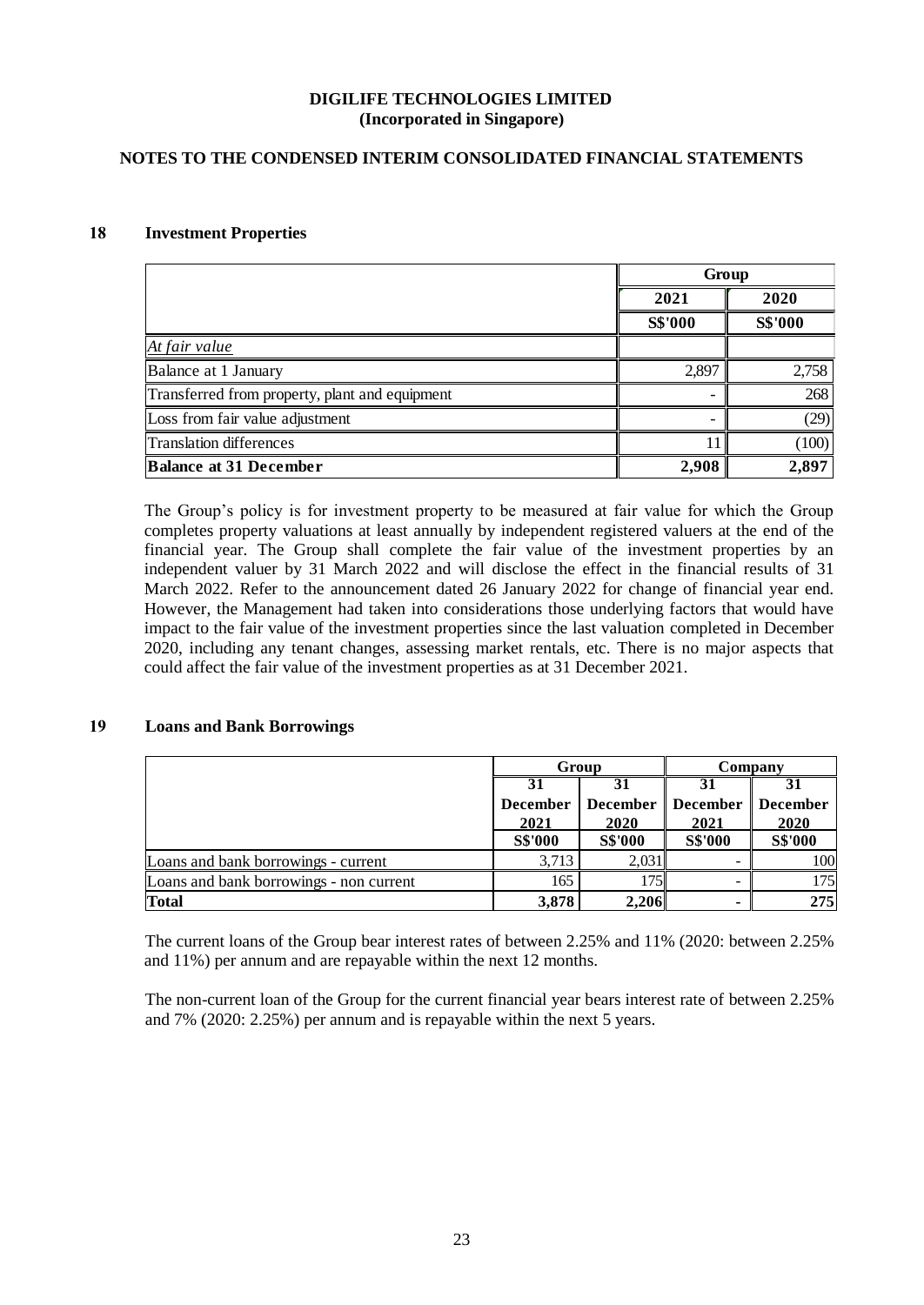**DIGILIFE TECHNOLOGIES LIMITED**
**(Incorporated in Singapore)**

**NOTES TO THE CONDENSED INTERIM CONSOLIDATED FINANCIAL STATEMENTS**

## 18 Investment Properties

| | Group | |
|---|---|---|
| | 2021 | 2020 |
| | S$'000 | S$'000 |
| *At fair value* | | |
| Balance at 1 January | 2,897 | 2,758 |
| Transferred from property, plant and equipment | - | 268 |
| Loss from fair value adjustment | - | (29) |
| Translation differences | 11 | (100) |
| **Balance at 31 December** | **2,908** | **2,897** |

The Group's policy is for investment property to be measured at fair value for which the Group completes property valuations at least annually by independent registered valuers at the end of the financial year. The Group shall complete the fair value of the investment properties by an independent valuer by 31 March 2022 and will disclose the effect in the financial results of 31 March 2022. Refer to the announcement dated 26 January 2022 for change of financial year end. However, the Management had taken into considerations those underlying factors that would have impact to the fair value of the investment properties since the last valuation completed in December 2020, including any tenant changes, assessing market rentals, etc. There is no major aspects that could affect the fair value of the investment properties as at 31 December 2021.

## 19 Loans and Bank Borrowings

| | Group | | Company | |
|---|---|---|---|---|
| | 31 December 2021 | 31 December 2020 | 31 December 2021 | 31 December 2020 |
| | S$'000 | S$'000 | S$'000 | S$'000 |
| Loans and bank borrowings - current | 3,713 | 2,031 | - | 100 |
| Loans and bank borrowings - non current | 165 | 175 | - | 175 |
| **Total** | **3,878** | **2,206** | **-** | **275** |

The current loans of the Group bear interest rates of between 2.25% and 11% (2020: between 2.25% and 11%) per annum and are repayable within the next 12 months.

The non-current loan of the Group for the current financial year bears interest rate of between 2.25% and 7% (2020: 2.25%) per annum and is repayable within the next 5 years.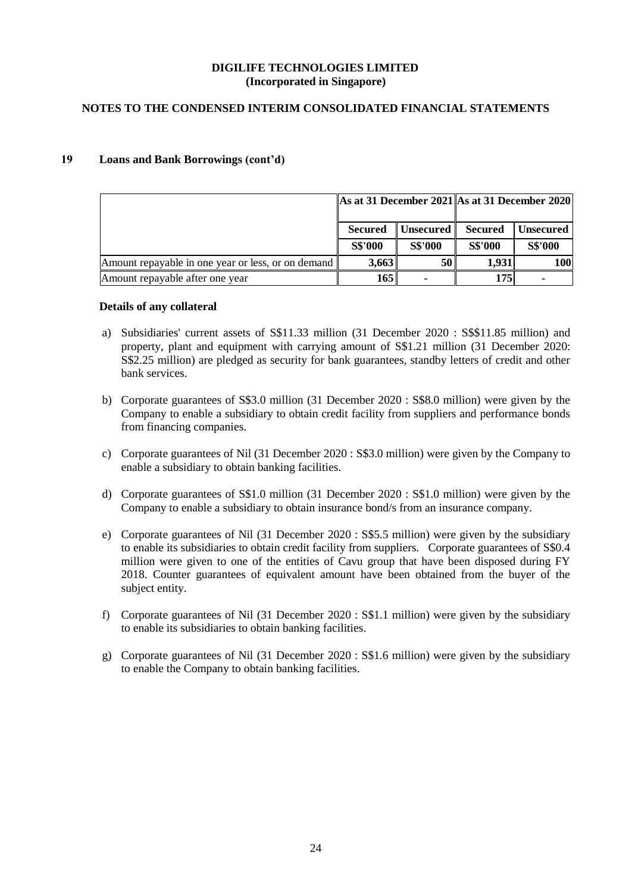**DIGILIFE TECHNOLOGIES LIMITED**
**(Incorporated in Singapore)**

**NOTES TO THE CONDENSED INTERIM CONSOLIDATED FINANCIAL STATEMENTS**

## 19 Loans and Bank Borrowings (cont'd)

| | As at 31 December 2021 | | As at 31 December 2020 | |
|---|---|---|---|---|
| | **Secured** | **Unsecured** | **Secured** | **Unsecured** |
| | **S$'000** | **S$'000** | **S$'000** | **S$'000** |
| Amount repayable in one year or less, or on demand | **3,663** | **50** | **1,931** | **100** |
| Amount repayable after one year | **165** | **-** | **175** | **-** |

**Details of any collateral**

a) Subsidiaries' current assets of S$11.33 million (31 December 2020 : S$$11.85 million) and property, plant and equipment with carrying amount of S$1.21 million (31 December 2020: S$2.25 million) are pledged as security for bank guarantees, standby letters of credit and other bank services.

b) Corporate guarantees of S$3.0 million (31 December 2020 : S$8.0 million) were given by the Company to enable a subsidiary to obtain credit facility from suppliers and performance bonds from financing companies.

c) Corporate guarantees of Nil (31 December 2020 : S$3.0 million) were given by the Company to enable a subsidiary to obtain banking facilities.

d) Corporate guarantees of S$1.0 million (31 December 2020 : S$1.0 million) were given by the Company to enable a subsidiary to obtain insurance bond/s from an insurance company.

e) Corporate guarantees of Nil (31 December 2020 : S$5.5 million) were given by the subsidiary to enable its subsidiaries to obtain credit facility from suppliers. Corporate guarantees of S$0.4 million were given to one of the entities of Cavu group that have been disposed during FY 2018. Counter guarantees of equivalent amount have been obtained from the buyer of the subject entity.

f) Corporate guarantees of Nil (31 December 2020 : S$1.1 million) were given by the subsidiary to enable its subsidiaries to obtain banking facilities.

g) Corporate guarantees of Nil (31 December 2020 : S$1.6 million) were given by the subsidiary to enable the Company to obtain banking facilities.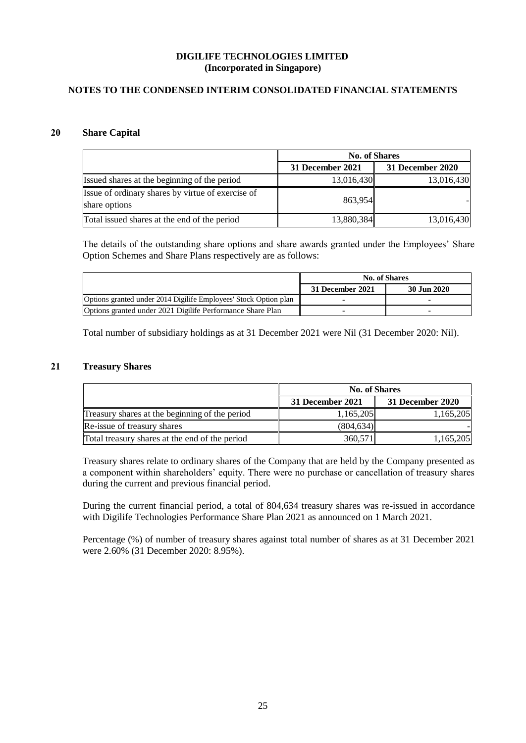**DIGILIFE TECHNOLOGIES LIMITED**
**(Incorporated in Singapore)**

**NOTES TO THE CONDENSED INTERIM CONSOLIDATED FINANCIAL STATEMENTS**

## 20 Share Capital

| | No. of Shares | |
|---|---|---|
| | **31 December 2021** | **31 December 2020** |
| Issued shares at the beginning of the period | 13,016,430 | 13,016,430 |
| Issue of ordinary shares by virtue of exercise of share options | 863,954 | - |
| Total issued shares at the end of the period | 13,880,384 | 13,016,430 |

The details of the outstanding share options and share awards granted under the Employees' Share Option Schemes and Share Plans respectively are as follows:

| | No. of Shares | |
|---|---|---|
| | **31 December 2021** | **30 Jun 2020** |
| Options granted under 2014 Digilife Employees' Stock Option plan | - | - |
| Options granted under 2021 Digilife Performance Share Plan | - | - |

Total number of subsidiary holdings as at 31 December 2021 were Nil (31 December 2020: Nil).

## 21 Treasury Shares

| | No. of Shares | |
|---|---|---|
| | **31 December 2021** | **31 December 2020** |
| Treasury shares at the beginning of the period | 1,165,205 | 1,165,205 |
| Re-issue of treasury shares | (804,634) | - |
| Total treasury shares at the end of the period | 360,571 | 1,165,205 |

Treasury shares relate to ordinary shares of the Company that are held by the Company presented as a component within shareholders' equity. There were no purchase or cancellation of treasury shares during the current and previous financial period.

During the current financial period, a total of 804,634 treasury shares was re-issued in accordance with Digilife Technologies Performance Share Plan 2021 as announced on 1 March 2021.

Percentage (%) of number of treasury shares against total number of shares as at 31 December 2021 were 2.60% (31 December 2020: 8.95%).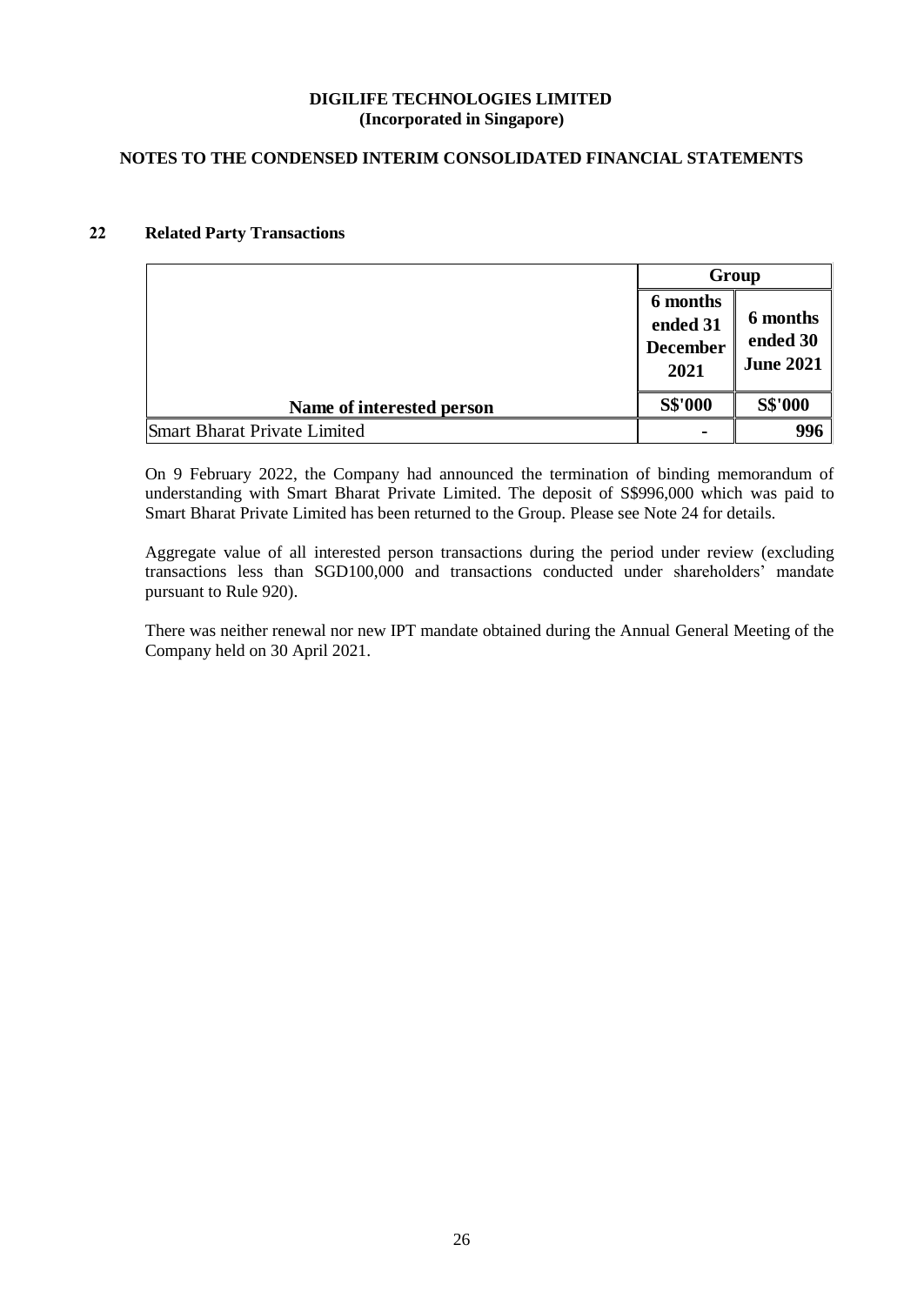**DIGILIFE TECHNOLOGIES LIMITED**
**(Incorporated in Singapore)**

**NOTES TO THE CONDENSED INTERIM CONSOLIDATED FINANCIAL STATEMENTS**

## 22 Related Party Transactions

| | Group | |
|---|---|---|
| | 6 months ended 31 December 2021 | 6 months ended 30 June 2021 |
| Name of interested person | S$'000 | S$'000 |
| Smart Bharat Private Limited | - | 996 |

On 9 February 2022, the Company had announced the termination of binding memorandum of understanding with Smart Bharat Private Limited. The deposit of S$996,000 which was paid to Smart Bharat Private Limited has been returned to the Group. Please see Note 24 for details.

Aggregate value of all interested person transactions during the period under review (excluding transactions less than SGD100,000 and transactions conducted under shareholders' mandate pursuant to Rule 920).

There was neither renewal nor new IPT mandate obtained during the Annual General Meeting of the Company held on 30 April 2021.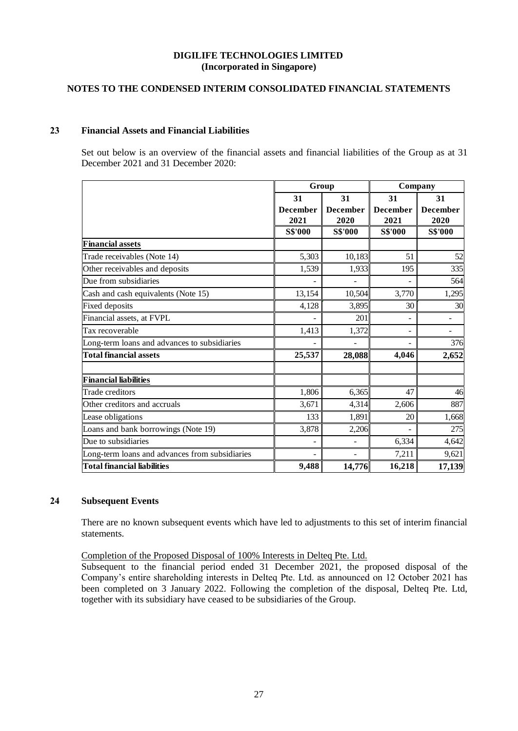**DIGILIFE TECHNOLOGIES LIMITED**
**(Incorporated in Singapore)**

**NOTES TO THE CONDENSED INTERIM CONSOLIDATED FINANCIAL STATEMENTS**

## 23 Financial Assets and Financial Liabilities

Set out below is an overview of the financial assets and financial liabilities of the Group as at 31 December 2021 and 31 December 2020:

| | Group | | Company | |
|---|---|---|---|---|
| | 31 December 2021 | 31 December 2020 | 31 December 2021 | 31 December 2020 |
| | S$'000 | S$'000 | S$'000 | S$'000 |
| **Financial assets** | | | | |
| Trade receivables (Note 14) | 5,303 | 10,183 | 51 | 52 |
| Other receivables and deposits | 1,539 | 1,933 | 195 | 335 |
| Due from subsidiaries | - | - | - | 564 |
| Cash and cash equivalents (Note 15) | 13,154 | 10,504 | 3,770 | 1,295 |
| Fixed deposits | 4,128 | 3,895 | 30 | 30 |
| Financial assets, at FVPL | - | 201 | - | - |
| Tax recoverable | 1,413 | 1,372 | - | - |
| Long-term loans and advances to subsidiaries | - | - | - | 376 |
| **Total financial assets** | **25,537** | **28,088** | **4,046** | **2,652** |
| | | | | |
| **Financial liabilities** | | | | |
| Trade creditors | 1,806 | 6,365 | 47 | 46 |
| Other creditors and accruals | 3,671 | 4,314 | 2,606 | 887 |
| Lease obligations | 133 | 1,891 | 20 | 1,668 |
| Loans and bank borrowings (Note 19) | 3,878 | 2,206 | - | 275 |
| Due to subsidiaries | - | - | 6,334 | 4,642 |
| Long-term loans and advances from subsidiaries | - | - | 7,211 | 9,621 |
| **Total financial liabilities** | **9,488** | **14,776** | **16,218** | **17,139** |

## 24 Subsequent Events

There are no known subsequent events which have led to adjustments to this set of interim financial statements.

Completion of the Proposed Disposal of 100% Interests in Delteq Pte. Ltd.

Subsequent to the financial period ended 31 December 2021, the proposed disposal of the Company's entire shareholding interests in Delteq Pte. Ltd. as announced on 12 October 2021 has been completed on 3 January 2022. Following the completion of the disposal, Delteq Pte. Ltd, together with its subsidiary have ceased to be subsidiaries of the Group.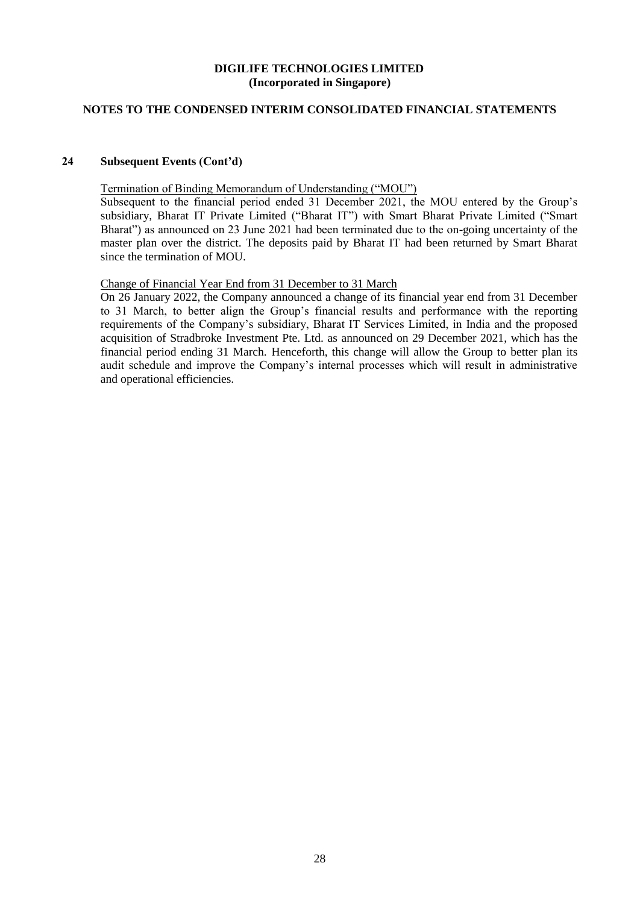## 24 Subsequent Events (Cont'd)

Termination of Binding Memorandum of Understanding ("MOU")

Subsequent to the financial period ended 31 December 2021, the MOU entered by the Group's subsidiary, Bharat IT Private Limited ("Bharat IT") with Smart Bharat Private Limited ("Smart Bharat") as announced on 23 June 2021 had been terminated due to the on-going uncertainty of the master plan over the district. The deposits paid by Bharat IT had been returned by Smart Bharat since the termination of MOU.

Change of Financial Year End from 31 December to 31 March

On 26 January 2022, the Company announced a change of its financial year end from 31 December to 31 March, to better align the Group's financial results and performance with the reporting requirements of the Company's subsidiary, Bharat IT Services Limited, in India and the proposed acquisition of Stradbroke Investment Pte. Ltd. as announced on 29 December 2021, which has the financial period ending 31 March. Henceforth, this change will allow the Group to better plan its audit schedule and improve the Company's internal processes which will result in administrative and operational efficiencies.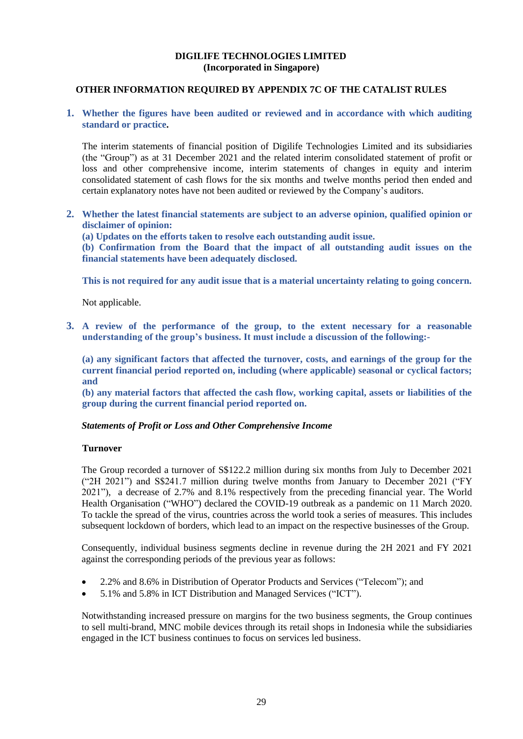**DIGILIFE TECHNOLOGIES LIMITED**
**(Incorporated in Singapore)**

**OTHER INFORMATION REQUIRED BY APPENDIX 7C OF THE CATALIST RULES**

1. **Whether the figures have been audited or reviewed and in accordance with which auditing standard or practice.**

   The interim statements of financial position of Digilife Technologies Limited and its subsidiaries (the "Group") as at 31 December 2021 and the related interim consolidated statement of profit or loss and other comprehensive income, interim statements of changes in equity and interim consolidated statement of cash flows for the six months and twelve months period then ended and certain explanatory notes have not been audited or reviewed by the Company's auditors.

2. **Whether the latest financial statements are subject to an adverse opinion, qualified opinion or disclaimer of opinion:**
   **(a) Updates on the efforts taken to resolve each outstanding audit issue.**
   **(b) Confirmation from the Board that the impact of all outstanding audit issues on the financial statements have been adequately disclosed.**

   **This is not required for any audit issue that is a material uncertainty relating to going concern.**

   Not applicable.

3. **A review of the performance of the group, to the extent necessary for a reasonable understanding of the group's business. It must include a discussion of the following:-**

   **(a) any significant factors that affected the turnover, costs, and earnings of the group for the current financial period reported on, including (where applicable) seasonal or cyclical factors; and**
   **(b) any material factors that affected the cash flow, working capital, assets or liabilities of the group during the current financial period reported on.**

   ***Statements of Profit or Loss and Other Comprehensive Income***

   **Turnover**

   The Group recorded a turnover of S$122.2 million during six months from July to December 2021 ("2H 2021") and S$241.7 million during twelve months from January to December 2021 ("FY 2021"), a decrease of 2.7% and 8.1% respectively from the preceding financial year. The World Health Organisation ("WHO") declared the COVID-19 outbreak as a pandemic on 11 March 2020. To tackle the spread of the virus, countries across the world took a series of measures. This includes subsequent lockdown of borders, which lead to an impact on the respective businesses of the Group.

   Consequently, individual business segments decline in revenue during the 2H 2021 and FY 2021 against the corresponding periods of the previous year as follows:

   - 2.2% and 8.6% in Distribution of Operator Products and Services ("Telecom"); and
   - 5.1% and 5.8% in ICT Distribution and Managed Services ("ICT").

   Notwithstanding increased pressure on margins for the two business segments, the Group continues to sell multi-brand, MNC mobile devices through its retail shops in Indonesia while the subsidiaries engaged in the ICT business continues to focus on services led business.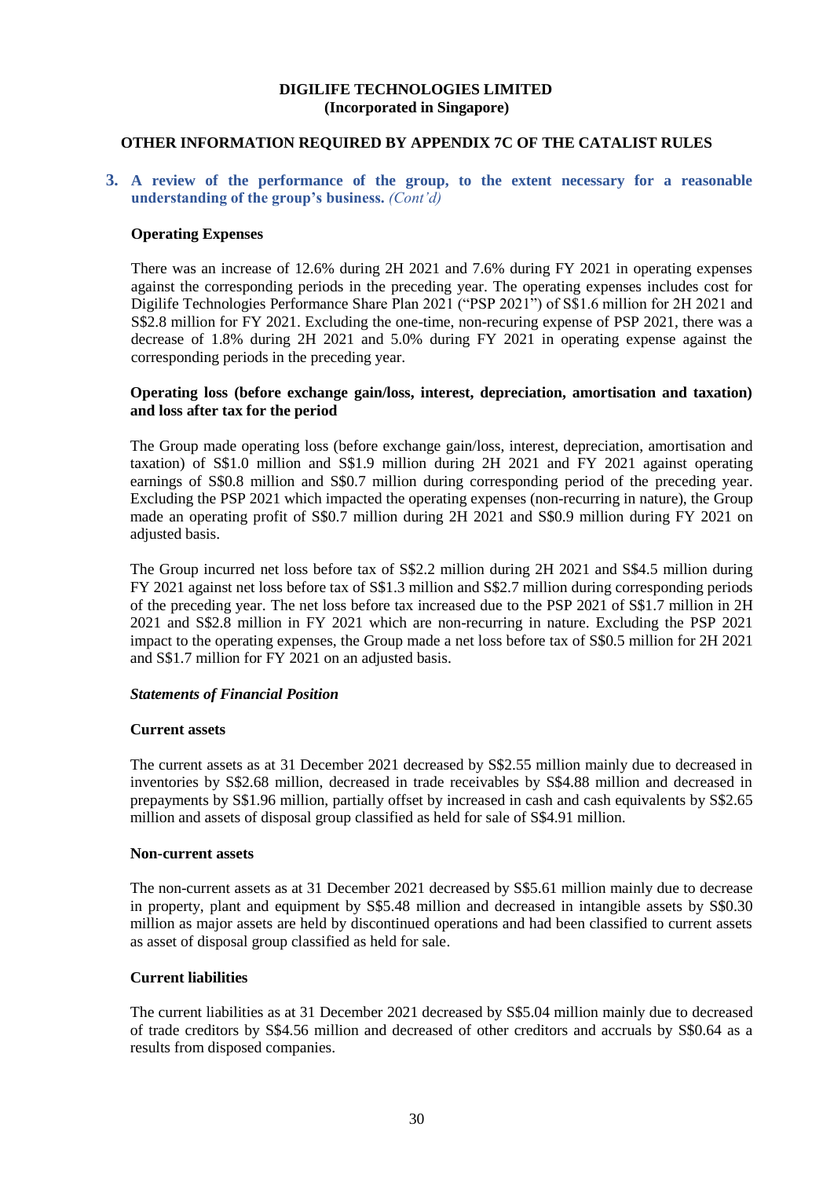**DIGILIFE TECHNOLOGIES LIMITED**
**(Incorporated in Singapore)**

**OTHER INFORMATION REQUIRED BY APPENDIX 7C OF THE CATALIST RULES**

**3. A review of the performance of the group, to the extent necessary for a reasonable understanding of the group's business.** *(Cont'd)*

**Operating Expenses**

There was an increase of 12.6% during 2H 2021 and 7.6% during FY 2021 in operating expenses against the corresponding periods in the preceding year. The operating expenses includes cost for Digilife Technologies Performance Share Plan 2021 ("PSP 2021") of S$1.6 million for 2H 2021 and S$2.8 million for FY 2021. Excluding the one-time, non-recuring expense of PSP 2021, there was a decrease of 1.8% during 2H 2021 and 5.0% during FY 2021 in operating expense against the corresponding periods in the preceding year.

**Operating loss (before exchange gain/loss, interest, depreciation, amortisation and taxation) and loss after tax for the period**

The Group made operating loss (before exchange gain/loss, interest, depreciation, amortisation and taxation) of S$1.0 million and S$1.9 million during 2H 2021 and FY 2021 against operating earnings of S$0.8 million and S$0.7 million during corresponding period of the preceding year. Excluding the PSP 2021 which impacted the operating expenses (non-recurring in nature), the Group made an operating profit of S$0.7 million during 2H 2021 and S$0.9 million during FY 2021 on adjusted basis.

The Group incurred net loss before tax of S$2.2 million during 2H 2021 and S$4.5 million during FY 2021 against net loss before tax of S$1.3 million and S$2.7 million during corresponding periods of the preceding year. The net loss before tax increased due to the PSP 2021 of S$1.7 million in 2H 2021 and S$2.8 million in FY 2021 which are non-recurring in nature. Excluding the PSP 2021 impact to the operating expenses, the Group made a net loss before tax of S$0.5 million for 2H 2021 and S$1.7 million for FY 2021 on an adjusted basis.

***Statements of Financial Position***

**Current assets**

The current assets as at 31 December 2021 decreased by S$2.55 million mainly due to decreased in inventories by S$2.68 million, decreased in trade receivables by S$4.88 million and decreased in prepayments by S$1.96 million, partially offset by increased in cash and cash equivalents by S$2.65 million and assets of disposal group classified as held for sale of S$4.91 million.

**Non-current assets**

The non-current assets as at 31 December 2021 decreased by S$5.61 million mainly due to decrease in property, plant and equipment by S$5.48 million and decreased in intangible assets by S$0.30 million as major assets are held by discontinued operations and had been classified to current assets as asset of disposal group classified as held for sale.

**Current liabilities**

The current liabilities as at 31 December 2021 decreased by S$5.04 million mainly due to decreased of trade creditors by S$4.56 million and decreased of other creditors and accruals by S$0.64 as a results from disposed companies.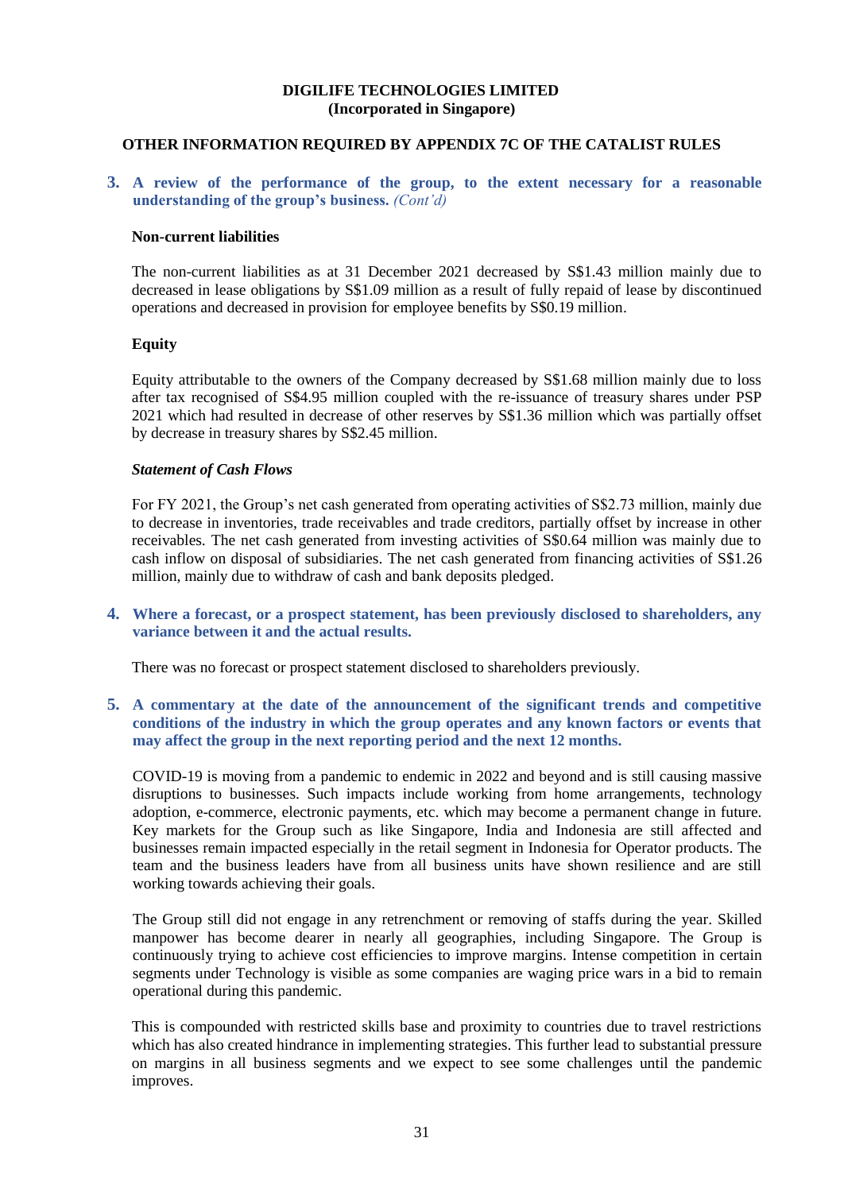**DIGILIFE TECHNOLOGIES LIMITED**
**(Incorporated in Singapore)**

**OTHER INFORMATION REQUIRED BY APPENDIX 7C OF THE CATALIST RULES**

**3. A review of the performance of the group, to the extent necessary for a reasonable understanding of the group's business.** *(Cont'd)*

**Non-current liabilities**

The non-current liabilities as at 31 December 2021 decreased by S$1.43 million mainly due to decreased in lease obligations by S$1.09 million as a result of fully repaid of lease by discontinued operations and decreased in provision for employee benefits by S$0.19 million.

**Equity**

Equity attributable to the owners of the Company decreased by S$1.68 million mainly due to loss after tax recognised of S$4.95 million coupled with the re-issuance of treasury shares under PSP 2021 which had resulted in decrease of other reserves by S$1.36 million which was partially offset by decrease in treasury shares by S$2.45 million.

***Statement of Cash Flows***

For FY 2021, the Group's net cash generated from operating activities of S$2.73 million, mainly due to decrease in inventories, trade receivables and trade creditors, partially offset by increase in other receivables. The net cash generated from investing activities of S$0.64 million was mainly due to cash inflow on disposal of subsidiaries. The net cash generated from financing activities of S$1.26 million, mainly due to withdraw of cash and bank deposits pledged.

**4. Where a forecast, or a prospect statement, has been previously disclosed to shareholders, any variance between it and the actual results.**

There was no forecast or prospect statement disclosed to shareholders previously.

**5. A commentary at the date of the announcement of the significant trends and competitive conditions of the industry in which the group operates and any known factors or events that may affect the group in the next reporting period and the next 12 months.**

COVID-19 is moving from a pandemic to endemic in 2022 and beyond and is still causing massive disruptions to businesses. Such impacts include working from home arrangements, technology adoption, e-commerce, electronic payments, etc. which may become a permanent change in future. Key markets for the Group such as like Singapore, India and Indonesia are still affected and businesses remain impacted especially in the retail segment in Indonesia for Operator products. The team and the business leaders have from all business units have shown resilience and are still working towards achieving their goals.

The Group still did not engage in any retrenchment or removing of staffs during the year. Skilled manpower has become dearer in nearly all geographies, including Singapore. The Group is continuously trying to achieve cost efficiencies to improve margins. Intense competition in certain segments under Technology is visible as some companies are waging price wars in a bid to remain operational during this pandemic.

This is compounded with restricted skills base and proximity to countries due to travel restrictions which has also created hindrance in implementing strategies. This further lead to substantial pressure on margins in all business segments and we expect to see some challenges until the pandemic improves.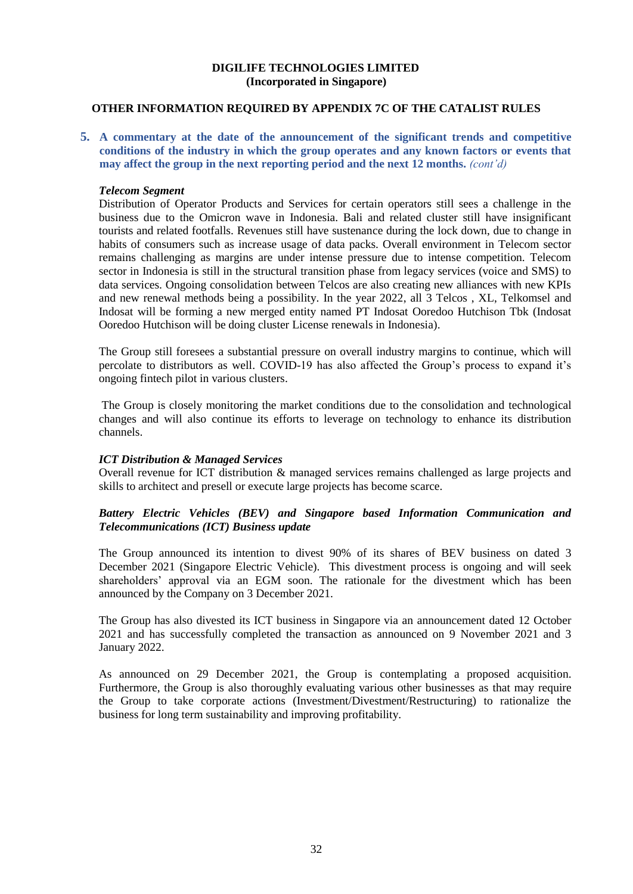**DIGILIFE TECHNOLOGIES LIMITED**
**(Incorporated in Singapore)**

**OTHER INFORMATION REQUIRED BY APPENDIX 7C OF THE CATALIST RULES**

**5. A commentary at the date of the announcement of the significant trends and competitive conditions of the industry in which the group operates and any known factors or events that may affect the group in the next reporting period and the next 12 months.** *(cont'd)*

***Telecom Segment***

Distribution of Operator Products and Services for certain operators still sees a challenge in the business due to the Omicron wave in Indonesia. Bali and related cluster still have insignificant tourists and related footfalls. Revenues still have sustenance during the lock down, due to change in habits of consumers such as increase usage of data packs. Overall environment in Telecom sector remains challenging as margins are under intense pressure due to intense competition. Telecom sector in Indonesia is still in the structural transition phase from legacy services (voice and SMS) to data services. Ongoing consolidation between Telcos are also creating new alliances with new KPIs and new renewal methods being a possibility. In the year 2022, all 3 Telcos , XL, Telkomsel and Indosat will be forming a new merged entity named PT Indosat Ooredoo Hutchison Tbk (Indosat Ooredoo Hutchison will be doing cluster License renewals in Indonesia).

The Group still foresees a substantial pressure on overall industry margins to continue, which will percolate to distributors as well. COVID-19 has also affected the Group's process to expand it's ongoing fintech pilot in various clusters.

The Group is closely monitoring the market conditions due to the consolidation and technological changes and will also continue its efforts to leverage on technology to enhance its distribution channels.

***ICT Distribution & Managed Services***

Overall revenue for ICT distribution & managed services remains challenged as large projects and skills to architect and presell or execute large projects has become scarce.

***Battery Electric Vehicles (BEV) and Singapore based Information Communication and Telecommunications (ICT) Business update***

The Group announced its intention to divest 90% of its shares of BEV business on dated 3 December 2021 (Singapore Electric Vehicle). This divestment process is ongoing and will seek shareholders' approval via an EGM soon. The rationale for the divestment which has been announced by the Company on 3 December 2021.

The Group has also divested its ICT business in Singapore via an announcement dated 12 October 2021 and has successfully completed the transaction as announced on 9 November 2021 and 3 January 2022.

As announced on 29 December 2021, the Group is contemplating a proposed acquisition. Furthermore, the Group is also thoroughly evaluating various other businesses as that may require the Group to take corporate actions (Investment/Divestment/Restructuring) to rationalize the business for long term sustainability and improving profitability.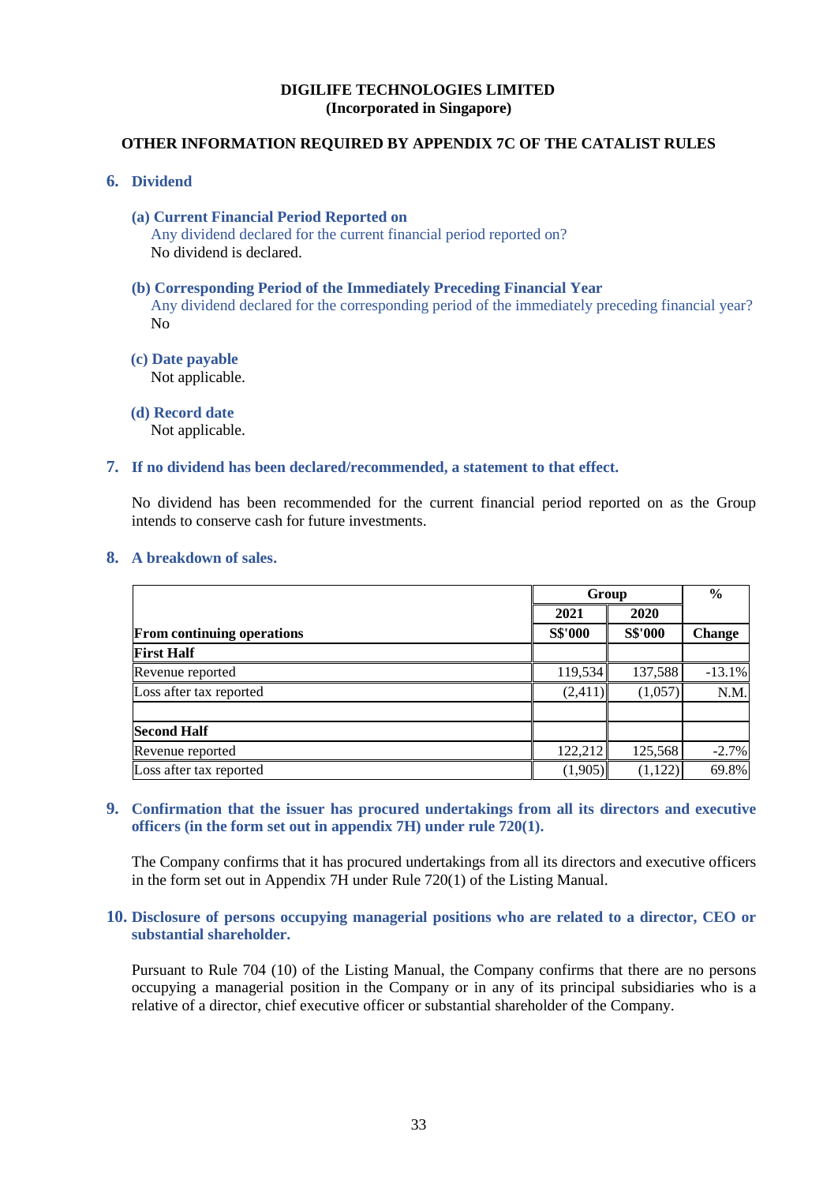**DIGILIFE TECHNOLOGIES LIMITED**
**(Incorporated in Singapore)**

**OTHER INFORMATION REQUIRED BY APPENDIX 7C OF THE CATALIST RULES**

## 6. Dividend

### (a) Current Financial Period Reported on

Any dividend declared for the current financial period reported on?

No dividend is declared.

### (b) Corresponding Period of the Immediately Preceding Financial Year

Any dividend declared for the corresponding period of the immediately preceding financial year?

No

### (c) Date payable

Not applicable.

### (d) Record date

Not applicable.

## 7. If no dividend has been declared/recommended, a statement to that effect.

No dividend has been recommended for the current financial period reported on as the Group intends to conserve cash for future investments.

## 8. A breakdown of sales.

| | Group | | % |
|---|---|---|---|
| | 2021 | 2020 | |
| **From continuing operations** | **S$'000** | **S$'000** | **Change** |
| **First Half** | | | |
| Revenue reported | 119,534 | 137,588 | -13.1% |
| Loss after tax reported | (2,411) | (1,057) | N.M. |
| | | | |
| **Second Half** | | | |
| Revenue reported | 122,212 | 125,568 | -2.7% |
| Loss after tax reported | (1,905) | (1,122) | 69.8% |

## 9. Confirmation that the issuer has procured undertakings from all its directors and executive officers (in the form set out in appendix 7H) under rule 720(1).

The Company confirms that it has procured undertakings from all its directors and executive officers in the form set out in Appendix 7H under Rule 720(1) of the Listing Manual.

## 10. Disclosure of persons occupying managerial positions who are related to a director, CEO or substantial shareholder.

Pursuant to Rule 704 (10) of the Listing Manual, the Company confirms that there are no persons occupying a managerial position in the Company or in any of its principal subsidiaries who is a relative of a director, chief executive officer or substantial shareholder of the Company.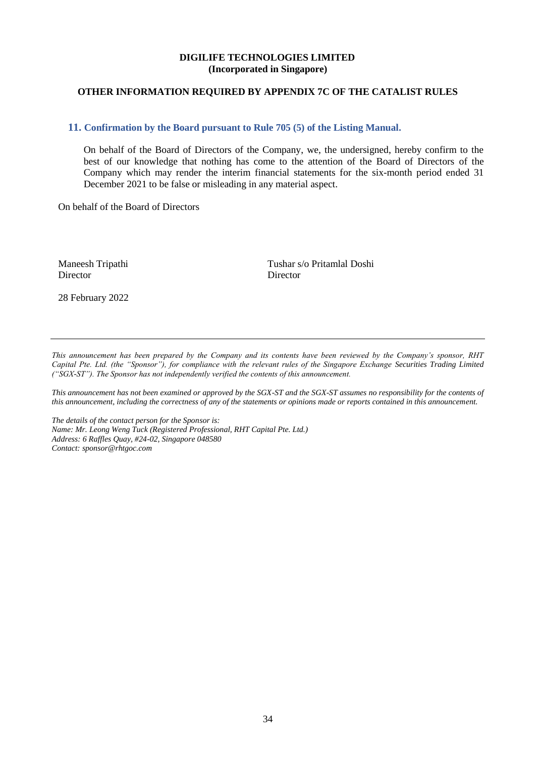**DIGILIFE TECHNOLOGIES LIMITED**
**(Incorporated in Singapore)**

**OTHER INFORMATION REQUIRED BY APPENDIX 7C OF THE CATALIST RULES**

### 11. Confirmation by the Board pursuant to Rule 705 (5) of the Listing Manual.

On behalf of the Board of Directors of the Company, we, the undersigned, hereby confirm to the best of our knowledge that nothing has come to the attention of the Board of Directors of the Company which may render the interim financial statements for the six-month period ended 31 December 2021 to be false or misleading in any material aspect.

On behalf of the Board of Directors

Maneesh Tripathi
Director

Tushar s/o Pritamlal Doshi
Director

28 February 2022

---

*This announcement has been prepared by the Company and its contents have been reviewed by the Company's sponsor, RHT Capital Pte. Ltd. (the "Sponsor"), for compliance with the relevant rules of the Singapore Exchange Securities Trading Limited ("SGX-ST"). The Sponsor has not independently verified the contents of this announcement.*

*This announcement has not been examined or approved by the SGX-ST and the SGX-ST assumes no responsibility for the contents of this announcement, including the correctness of any of the statements or opinions made or reports contained in this announcement.*

*The details of the contact person for the Sponsor is:*
*Name: Mr. Leong Weng Tuck (Registered Professional, RHT Capital Pte. Ltd.)*
*Address: 6 Raffles Quay, #24-02, Singapore 048580*
*Contact: sponsor@rhtgoc.com*